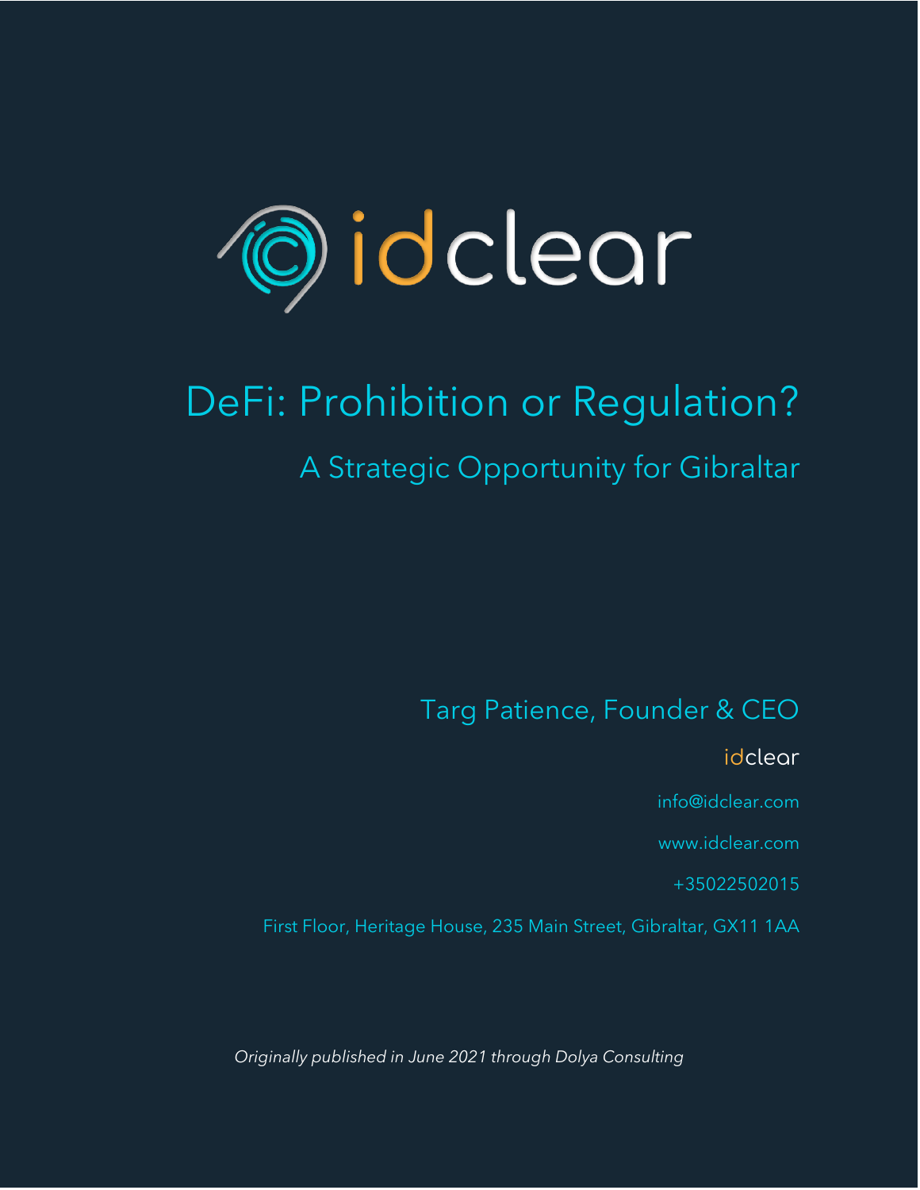idclear

# DeFi: Prohibition or Regulation?

## A Strategic Opportunity for Gibraltar

Targ Patience, Founder & CEO

idclear

info@idclear.com

www.idclear.com

+35022502015

First Floor, Heritage House, 235 Main Street, Gibraltar, GX11 1AA

*Originally published in June 2021 through Dolya Consulting*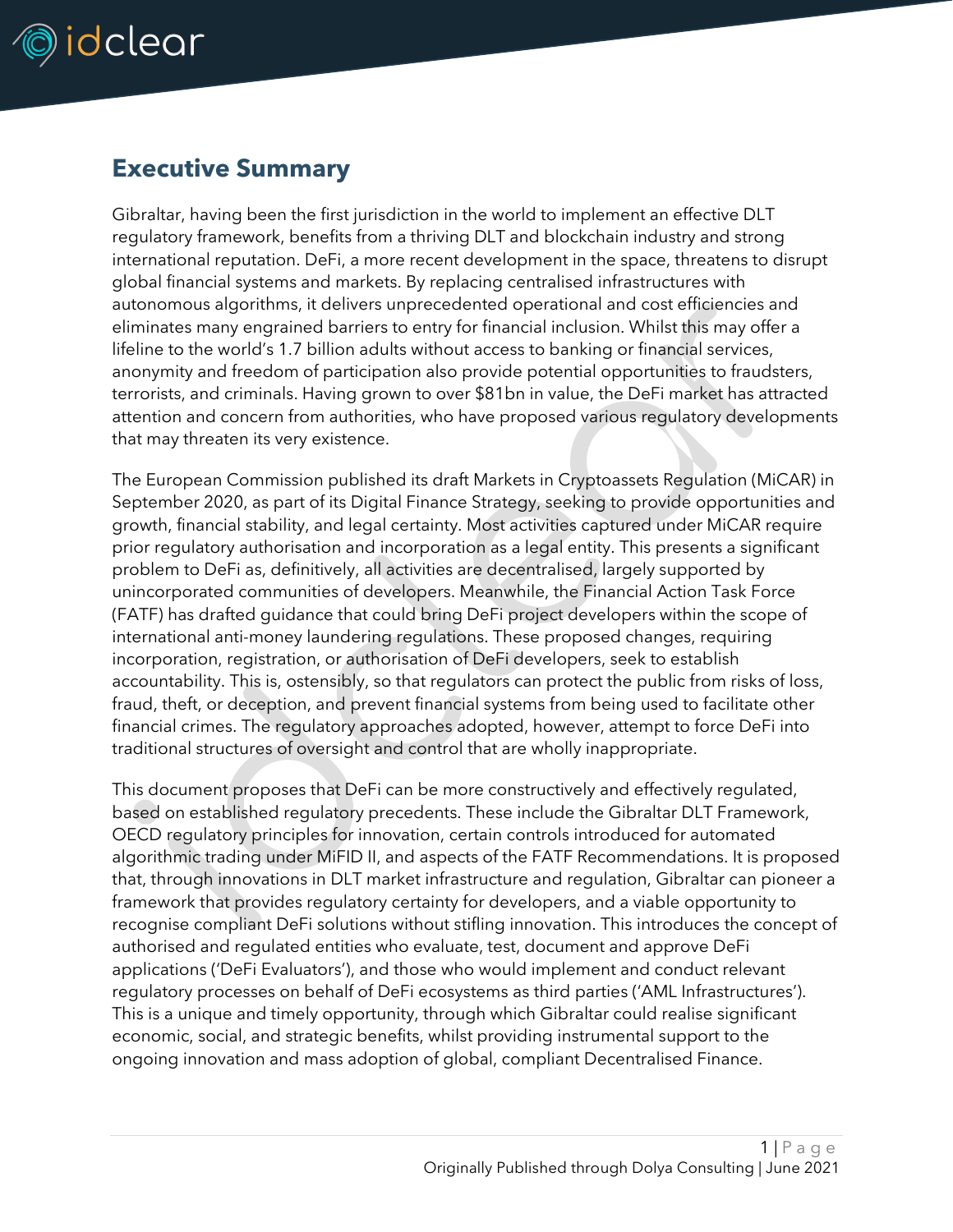## Executive Summary

Gibraltar, having been the first jurisdiction in the world to implement an effective DLT regulatory framework, benefits from a thriving DLT and blockchain industry and strong international reputation. DeFi, a more recent development in the space, threatens to disrupt global financial systems and markets. By replacing centralised infrastructures with autonomous algorithms, it delivers unprecedented operational and cost efficiencies and eliminates many engrained barriers to entry for financial inclusion. Whilst this may offer a lifeline to the world's 1.7 billion adults without access to banking or financial services, anonymity and freedom of participation also provide potential opportunities to fraudsters, terrorists, and criminals. Having grown to over $81bn in value, the DeFi market has attracted attention and concern from authorities, who have proposed various regulatory developments that may threaten its very existence.

The European Commission published its draft Markets in Cryptoassets Regulation (MiCAR) in September 2020, as part of its Digital Finance Strategy, seeking to provide opportunities and growth, financial stability, and legal certainty. Most activities captured under MiCAR require prior regulatory authorisation and incorporation as a legal entity. This presents a significant problem to DeFi as, definitively, all activities are decentralised, largely supported by unincorporated communities of developers. Meanwhile, the Financial Action Task Force (FATF) has drafted guidance that could bring DeFi project developers within the scope of international anti-money laundering regulations. These proposed changes, requiring incorporation, registration, or authorisation of DeFi developers, seek to establish accountability. This is, ostensibly, so that regulators can protect the public from risks of loss, fraud, theft, or deception, and prevent financial systems from being used to facilitate other financial crimes. The regulatory approaches adopted, however, attempt to force DeFi into traditional structures of oversight and control that are wholly inappropriate.

This document proposes that DeFi can be more constructively and effectively regulated, based on established regulatory precedents. These include the Gibraltar DLT Framework, OECD regulatory principles for innovation, certain controls introduced for automated algorithmic trading under MiFID II, and aspects of the FATF Recommendations. It is proposed that, through innovations in DLT market infrastructure and regulation, Gibraltar can pioneer a framework that provides regulatory certainty for developers, and a viable opportunity to recognise compliant DeFi solutions without stifling innovation. This introduces the concept of authorised and regulated entities who evaluate, test, document and approve DeFi applications ('DeFi Evaluators'), and those who would implement and conduct relevant regulatory processes on behalf of DeFi ecosystems as third parties ('AML Infrastructures'). This is a unique and timely opportunity, through which Gibraltar could realise significant economic, social, and strategic benefits, whilst providing instrumental support to the ongoing innovation and mass adoption of global, compliant Decentralised Finance.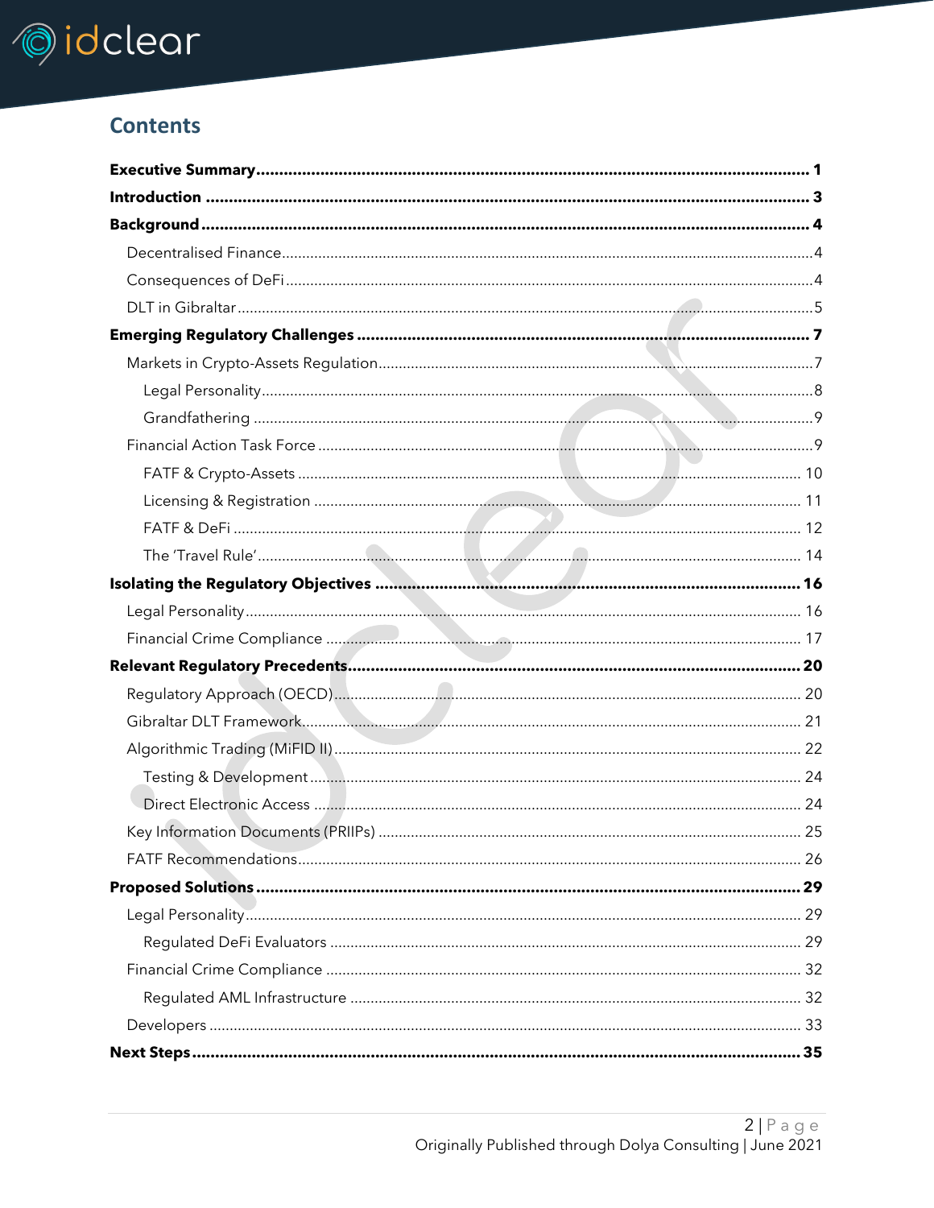# Contents

**Executive Summary** .......... **1**

**Introduction** .......... **3**

**Background** .......... **4**

- Decentralised Finance .......... 4
- Consequences of DeFi .......... 4
- DLT in Gibraltar .......... 5

**Emerging Regulatory Challenges** .......... **7**

- Markets in Crypto-Assets Regulation .......... 7
  - Legal Personality .......... 8
  - Grandfathering .......... 9
- Financial Action Task Force .......... 9
  - FATF & Crypto-Assets .......... 10
  - Licensing & Registration .......... 11
  - FATF & DeFi .......... 12
  - The 'Travel Rule' .......... 14

**Isolating the Regulatory Objectives** .......... **16**

- Legal Personality .......... 16
- Financial Crime Compliance .......... 17

**Relevant Regulatory Precedents** .......... **20**

- Regulatory Approach (OECD) .......... 20
- Gibraltar DLT Framework .......... 21
- Algorithmic Trading (MiFID II) .......... 22
  - Testing & Development .......... 24
  - Direct Electronic Access .......... 24
- Key Information Documents (PRIIPs) .......... 25
- FATF Recommendations .......... 26

**Proposed Solutions** .......... **29**

- Legal Personality .......... 29
  - Regulated DeFi Evaluators .......... 29
- Financial Crime Compliance .......... 32
  - Regulated AML Infrastructure .......... 32
- Developers .......... 33

**Next Steps** .......... **35**

Originally Published through Dolya Consulting | June 2021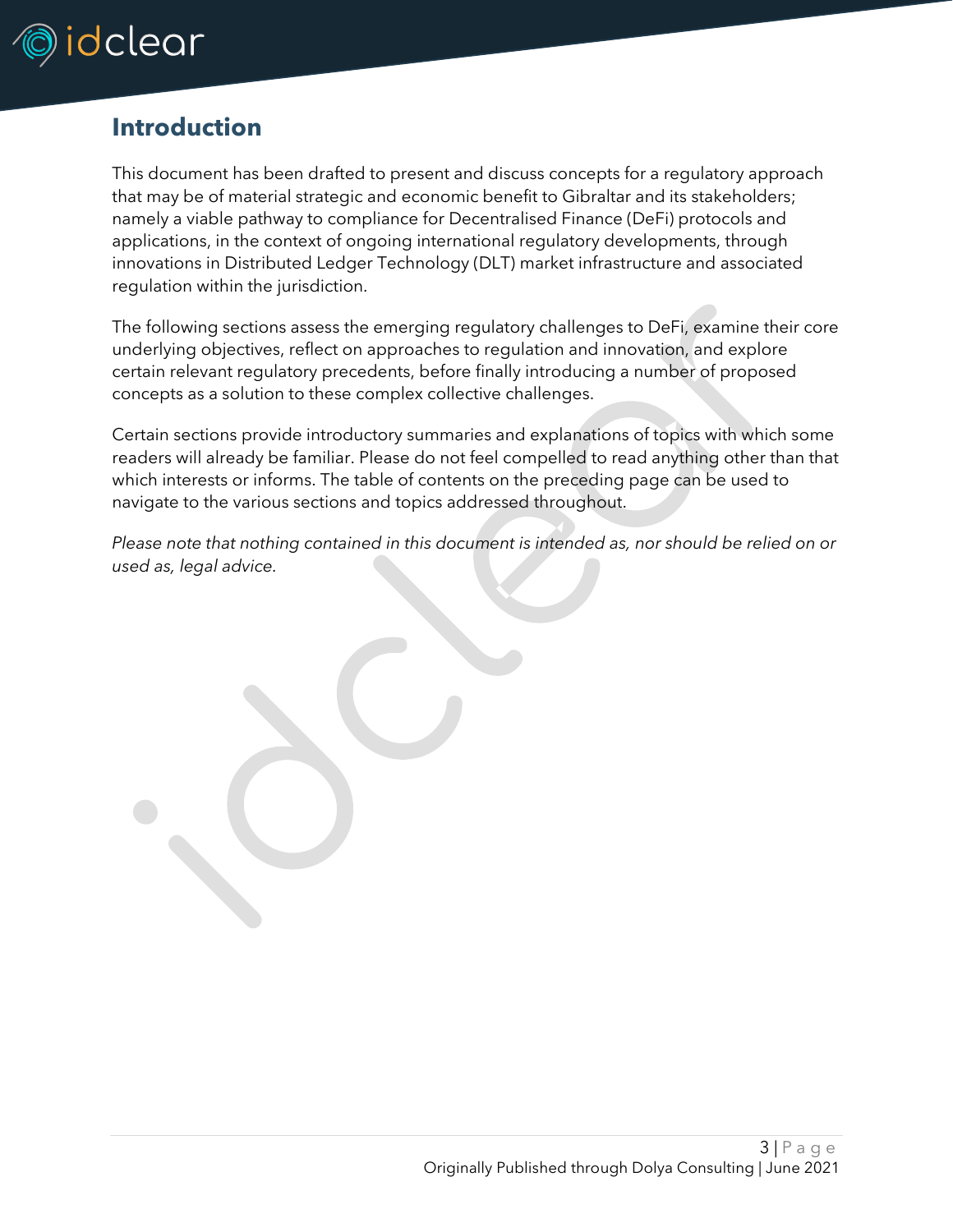## Introduction

This document has been drafted to present and discuss concepts for a regulatory approach that may be of material strategic and economic benefit to Gibraltar and its stakeholders; namely a viable pathway to compliance for Decentralised Finance (DeFi) protocols and applications, in the context of ongoing international regulatory developments, through innovations in Distributed Ledger Technology (DLT) market infrastructure and associated regulation within the jurisdiction.

The following sections assess the emerging regulatory challenges to DeFi, examine their core underlying objectives, reflect on approaches to regulation and innovation, and explore certain relevant regulatory precedents, before finally introducing a number of proposed concepts as a solution to these complex collective challenges.

Certain sections provide introductory summaries and explanations of topics with which some readers will already be familiar. Please do not feel compelled to read anything other than that which interests or informs. The table of contents on the preceding page can be used to navigate to the various sections and topics addressed throughout.

*Please note that nothing contained in this document is intended as, nor should be relied on or used as, legal advice.*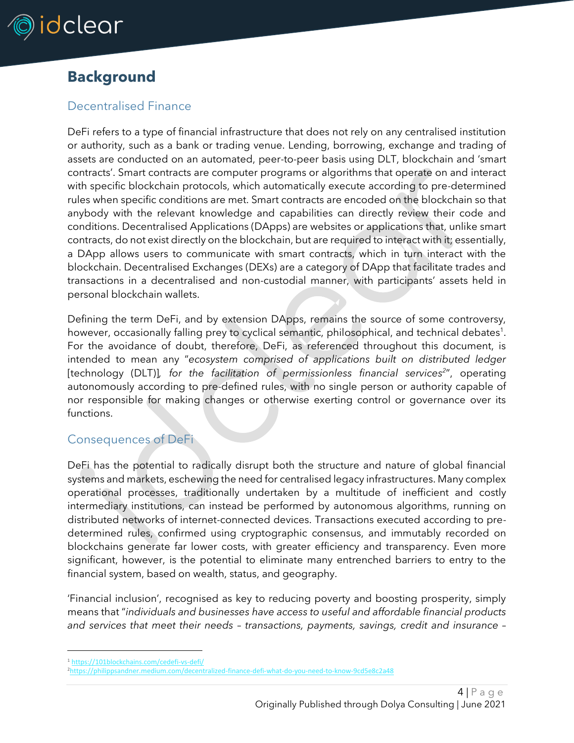## Background

### Decentralised Finance

DeFi refers to a type of financial infrastructure that does not rely on any centralised institution or authority, such as a bank or trading venue. Lending, borrowing, exchange and trading of assets are conducted on an automated, peer-to-peer basis using DLT, blockchain and 'smart contracts'. Smart contracts are computer programs or algorithms that operate on and interact with specific blockchain protocols, which automatically execute according to pre-determined rules when specific conditions are met. Smart contracts are encoded on the blockchain so that anybody with the relevant knowledge and capabilities can directly review their code and conditions. Decentralised Applications (DApps) are websites or applications that, unlike smart contracts, do not exist directly on the blockchain, but are required to interact with it; essentially, a DApp allows users to communicate with smart contracts, which in turn interact with the blockchain. Decentralised Exchanges (DEXs) are a category of DApp that facilitate trades and transactions in a decentralised and non-custodial manner, with participants' assets held in personal blockchain wallets.

Defining the term DeFi, and by extension DApps, remains the source of some controversy, however, occasionally falling prey to cyclical semantic, philosophical, and technical debates[1]. For the avoidance of doubt, therefore, DeFi, as referenced throughout this document, is intended to mean any "*ecosystem comprised of applications built on distributed ledger* [technology (DLT)]*, for the facilitation of permissionless financial services*[2]", operating autonomously according to pre-defined rules, with no single person or authority capable of nor responsible for making changes or otherwise exerting control or governance over its functions.

### Consequences of DeFi

DeFi has the potential to radically disrupt both the structure and nature of global financial systems and markets, eschewing the need for centralised legacy infrastructures. Many complex operational processes, traditionally undertaken by a multitude of inefficient and costly intermediary institutions, can instead be performed by autonomous algorithms, running on distributed networks of internet-connected devices. Transactions executed according to pre-determined rules, confirmed using cryptographic consensus, and immutably recorded on blockchains generate far lower costs, with greater efficiency and transparency. Even more significant, however, is the potential to eliminate many entrenched barriers to entry to the financial system, based on wealth, status, and geography.

'Financial inclusion', recognised as key to reducing poverty and boosting prosperity, simply means that "*individuals and businesses have access to useful and affordable financial products and services that meet their needs – transactions, payments, savings, credit and insurance –*

[1] https://101blockchains.com/cedefi-vs-defi/

[2] https://philippsandner.medium.com/decentralized-finance-defi-what-do-you-need-to-know-9cd5e8c2a48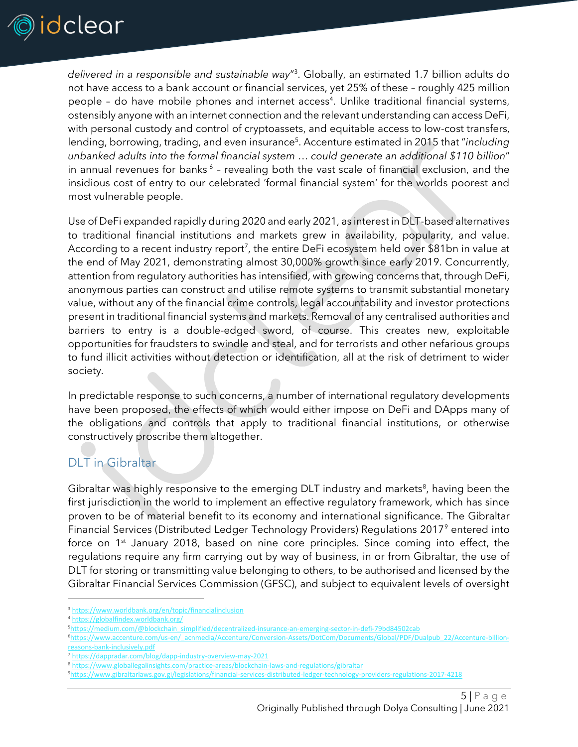*delivered in a responsible and sustainable way*"[3]. Globally, an estimated 1.7 billion adults do not have access to a bank account or financial services, yet 25% of these – roughly 425 million people – do have mobile phones and internet access[4]. Unlike traditional financial systems, ostensibly anyone with an internet connection and the relevant understanding can access DeFi, with personal custody and control of cryptoassets, and equitable access to low-cost transfers, lending, borrowing, trading, and even insurance[5]. Accenture estimated in 2015 that "*including unbanked adults into the formal financial system … could generate an additional $110 billion*" in annual revenues for banks[6] – revealing both the vast scale of financial exclusion, and the insidious cost of entry to our celebrated 'formal financial system' for the worlds poorest and most vulnerable people.

Use of DeFi expanded rapidly during 2020 and early 2021, as interest in DLT-based alternatives to traditional financial institutions and markets grew in availability, popularity, and value. According to a recent industry report[7], the entire DeFi ecosystem held over $81bn in value at the end of May 2021, demonstrating almost 30,000% growth since early 2019. Concurrently, attention from regulatory authorities has intensified, with growing concerns that, through DeFi, anonymous parties can construct and utilise remote systems to transmit substantial monetary value, without any of the financial crime controls, legal accountability and investor protections present in traditional financial systems and markets. Removal of any centralised authorities and barriers to entry is a double-edged sword, of course. This creates new, exploitable opportunities for fraudsters to swindle and steal, and for terrorists and other nefarious groups to fund illicit activities without detection or identification, all at the risk of detriment to wider society.

In predictable response to such concerns, a number of international regulatory developments have been proposed, the effects of which would either impose on DeFi and DApps many of the obligations and controls that apply to traditional financial institutions, or otherwise constructively proscribe them altogether.

## DLT in Gibraltar

Gibraltar was highly responsive to the emerging DLT industry and markets[8], having been the first jurisdiction in the world to implement an effective regulatory framework, which has since proven to be of material benefit to its economy and international significance. The Gibraltar Financial Services (Distributed Ledger Technology Providers) Regulations 2017[9] entered into force on 1st January 2018, based on nine core principles. Since coming into effect, the regulations require any firm carrying out by way of business, in or from Gibraltar, the use of DLT for storing or transmitting value belonging to others, to be authorised and licensed by the Gibraltar Financial Services Commission (GFSC), and subject to equivalent levels of oversight

---

[3] https://www.worldbank.org/en/topic/financialinclusion
[4] https://globalfindex.worldbank.org/
[5] https://medium.com/@blockchain_simplified/decentralized-insurance-an-emerging-sector-in-defi-79bd84502cab
[6] https://www.accenture.com/us-en/_acnmedia/Accenture/Conversion-Assets/DotCom/Documents/Global/PDF/Dualpub_22/Accenture-billion-reasons-bank-inclusively.pdf
[7] https://dappradar.com/blog/dapp-industry-overview-may-2021
[8] https://www.globallegalinsights.com/practice-areas/blockchain-laws-and-regulations/gibraltar
[9] https://www.gibraltarlaws.gov.gi/legislations/financial-services-distributed-ledger-technology-providers-regulations-2017-4218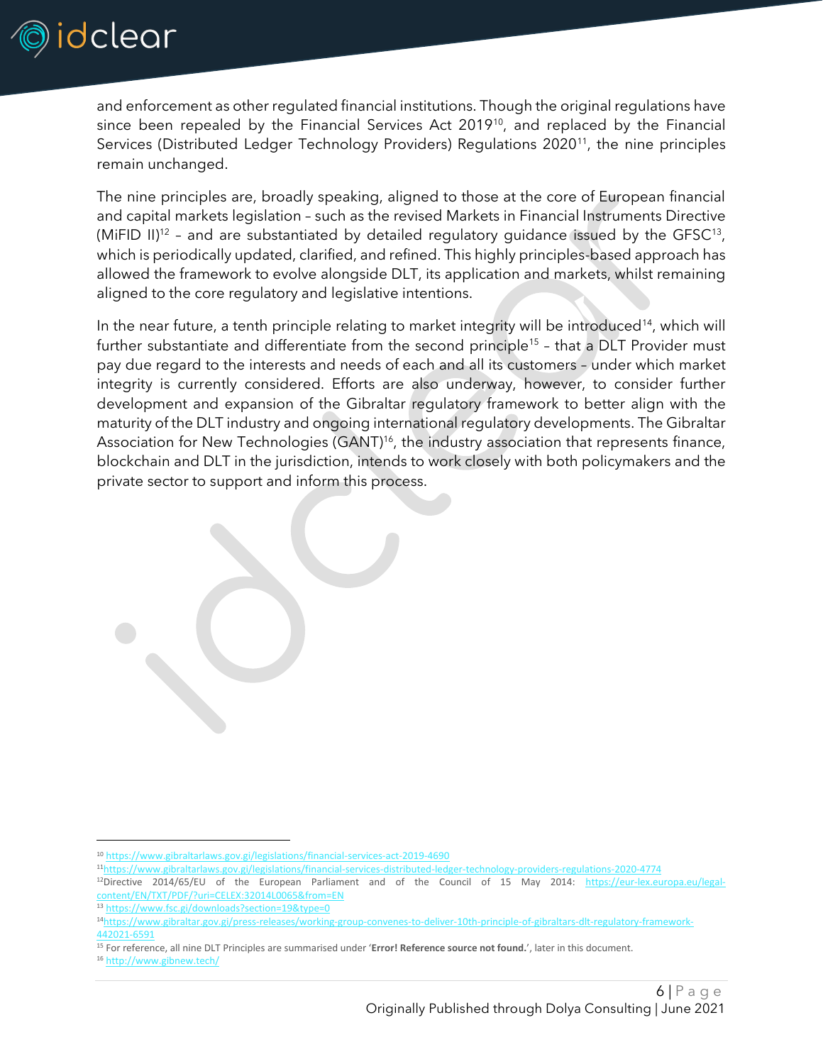and enforcement as other regulated financial institutions. Though the original regulations have since been repealed by the Financial Services Act 2019[10], and replaced by the Financial Services (Distributed Ledger Technology Providers) Regulations 2020[11], the nine principles remain unchanged.

The nine principles are, broadly speaking, aligned to those at the core of European financial and capital markets legislation – such as the revised Markets in Financial Instruments Directive (MiFID II)[12] – and are substantiated by detailed regulatory guidance issued by the GFSC[13], which is periodically updated, clarified, and refined. This highly principles-based approach has allowed the framework to evolve alongside DLT, its application and markets, whilst remaining aligned to the core regulatory and legislative intentions.

In the near future, a tenth principle relating to market integrity will be introduced[14], which will further substantiate and differentiate from the second principle[15] – that a DLT Provider must pay due regard to the interests and needs of each and all its customers – under which market integrity is currently considered. Efforts are also underway, however, to consider further development and expansion of the Gibraltar regulatory framework to better align with the maturity of the DLT industry and ongoing international regulatory developments. The Gibraltar Association for New Technologies (GANT)[16], the industry association that represents finance, blockchain and DLT in the jurisdiction, intends to work closely with both policymakers and the private sector to support and inform this process.

---

[10] https://www.gibraltarlaws.gov.gi/legislations/financial-services-act-2019-4690

[11] https://www.gibraltarlaws.gov.gi/legislations/financial-services-distributed-ledger-technology-providers-regulations-2020-4774

[12] Directive 2014/65/EU of the European Parliament and of the Council of 15 May 2014: https://eur-lex.europa.eu/legal-content/EN/TXT/PDF/?uri=CELEX:32014L0065&from=EN

[13] https://www.fsc.gi/downloads?section=19&type=0

[14] https://www.gibraltar.gov.gi/press-releases/working-group-convenes-to-deliver-10th-principle-of-gibraltars-dlt-regulatory-framework-442021-6591

[15] For reference, all nine DLT Principles are summarised under '**Error! Reference source not found.**', later in this document.

[16] http://www.gibnew.tech/

Originally Published through Dolya Consulting | June 2021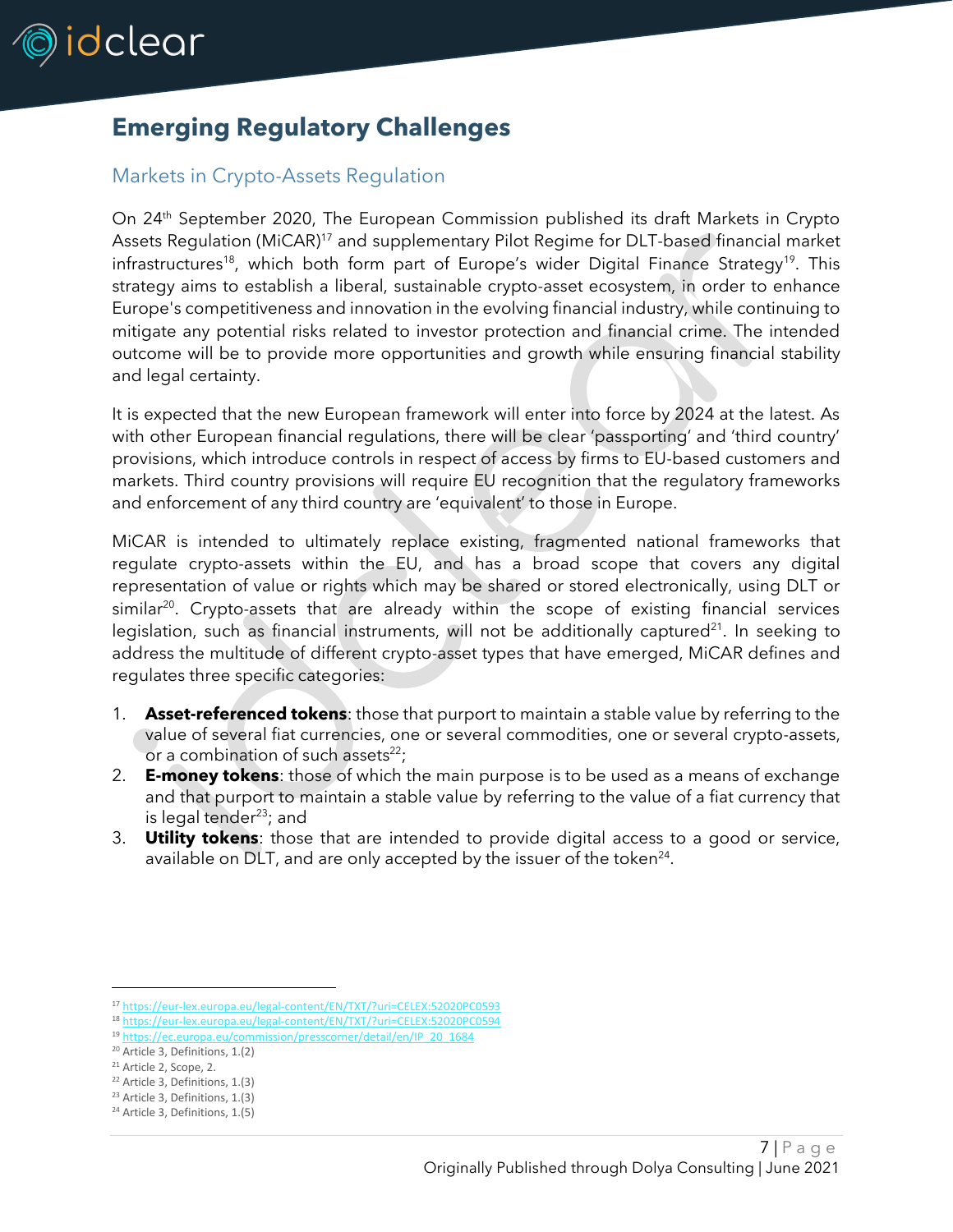# Emerging Regulatory Challenges

## Markets in Crypto-Assets Regulation

On 24th September 2020, The European Commission published its draft Markets in Crypto Assets Regulation (MiCAR)[17] and supplementary Pilot Regime for DLT-based financial market infrastructures[18], which both form part of Europe's wider Digital Finance Strategy[19]. This strategy aims to establish a liberal, sustainable crypto-asset ecosystem, in order to enhance Europe's competitiveness and innovation in the evolving financial industry, while continuing to mitigate any potential risks related to investor protection and financial crime. The intended outcome will be to provide more opportunities and growth while ensuring financial stability and legal certainty.

It is expected that the new European framework will enter into force by 2024 at the latest. As with other European financial regulations, there will be clear 'passporting' and 'third country' provisions, which introduce controls in respect of access by firms to EU-based customers and markets. Third country provisions will require EU recognition that the regulatory frameworks and enforcement of any third country are 'equivalent' to those in Europe.

MiCAR is intended to ultimately replace existing, fragmented national frameworks that regulate crypto-assets within the EU, and has a broad scope that covers any digital representation of value or rights which may be shared or stored electronically, using DLT or similar[20]. Crypto-assets that are already within the scope of existing financial services legislation, such as financial instruments, will not be additionally captured[21]. In seeking to address the multitude of different crypto-asset types that have emerged, MiCAR defines and regulates three specific categories:

1. **Asset-referenced tokens**: those that purport to maintain a stable value by referring to the value of several fiat currencies, one or several commodities, one or several crypto-assets, or a combination of such assets[22];
2. **E-money tokens**: those of which the main purpose is to be used as a means of exchange and that purport to maintain a stable value by referring to the value of a fiat currency that is legal tender[23]; and
3. **Utility tokens**: those that are intended to provide digital access to a good or service, available on DLT, and are only accepted by the issuer of the token[24].

---

[17] https://eur-lex.europa.eu/legal-content/EN/TXT/?uri=CELEX:52020PC0593
[18] https://eur-lex.europa.eu/legal-content/EN/TXT/?uri=CELEX:52020PC0594
[19] https://ec.europa.eu/commission/presscorner/detail/en/IP_20_1684
[20] Article 3, Definitions, 1.(2)
[21] Article 2, Scope, 2.
[22] Article 3, Definitions, 1.(3)
[23] Article 3, Definitions, 1.(3)
[24] Article 3, Definitions, 1.(5)

Originally Published through Dolya Consulting | June 2021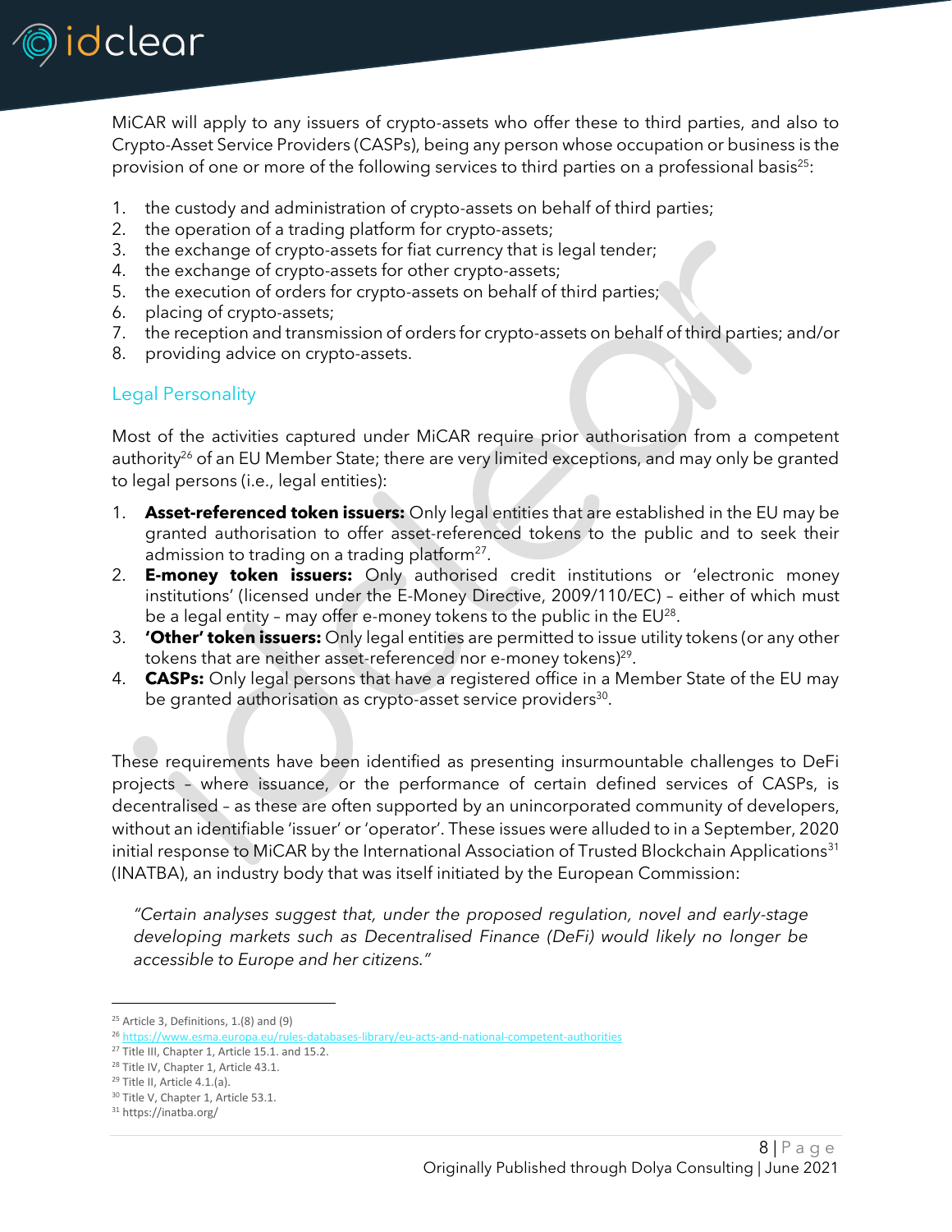MiCAR will apply to any issuers of crypto-assets who offer these to third parties, and also to Crypto-Asset Service Providers (CASPs), being any person whose occupation or business is the provision of one or more of the following services to third parties on a professional basis[25]:

1. the custody and administration of crypto-assets on behalf of third parties;
2. the operation of a trading platform for crypto-assets;
3. the exchange of crypto-assets for fiat currency that is legal tender;
4. the exchange of crypto-assets for other crypto-assets;
5. the execution of orders for crypto-assets on behalf of third parties;
6. placing of crypto-assets;
7. the reception and transmission of orders for crypto-assets on behalf of third parties; and/or
8. providing advice on crypto-assets.

## Legal Personality

Most of the activities captured under MiCAR require prior authorisation from a competent authority[26] of an EU Member State; there are very limited exceptions, and may only be granted to legal persons (i.e., legal entities):

1. **Asset-referenced token issuers:** Only legal entities that are established in the EU may be granted authorisation to offer asset-referenced tokens to the public and to seek their admission to trading on a trading platform[27].
2. **E-money token issuers:** Only authorised credit institutions or 'electronic money institutions' (licensed under the E-Money Directive, 2009/110/EC) – either of which must be a legal entity – may offer e-money tokens to the public in the EU[28].
3. **'Other' token issuers:** Only legal entities are permitted to issue utility tokens (or any other tokens that are neither asset-referenced nor e-money tokens)[29].
4. **CASPs:** Only legal persons that have a registered office in a Member State of the EU may be granted authorisation as crypto-asset service providers[30].

These requirements have been identified as presenting insurmountable challenges to DeFi projects – where issuance, or the performance of certain defined services of CASPs, is decentralised – as these are often supported by an unincorporated community of developers, without an identifiable 'issuer' or 'operator'. These issues were alluded to in a September, 2020 initial response to MiCAR by the International Association of Trusted Blockchain Applications[31] (INATBA), an industry body that was itself initiated by the European Commission:

> *"Certain analyses suggest that, under the proposed regulation, novel and early-stage developing markets such as Decentralised Finance (DeFi) would likely no longer be accessible to Europe and her citizens."*

---

[25] Article 3, Definitions, 1.(8) and (9)

[26] https://www.esma.europa.eu/rules-databases-library/eu-acts-and-national-competent-authorities

[27] Title III, Chapter 1, Article 15.1. and 15.2.

[28] Title IV, Chapter 1, Article 43.1.

[29] Title II, Article 4.1.(a).

[30] Title V, Chapter 1, Article 53.1.

[31] https://inatba.org/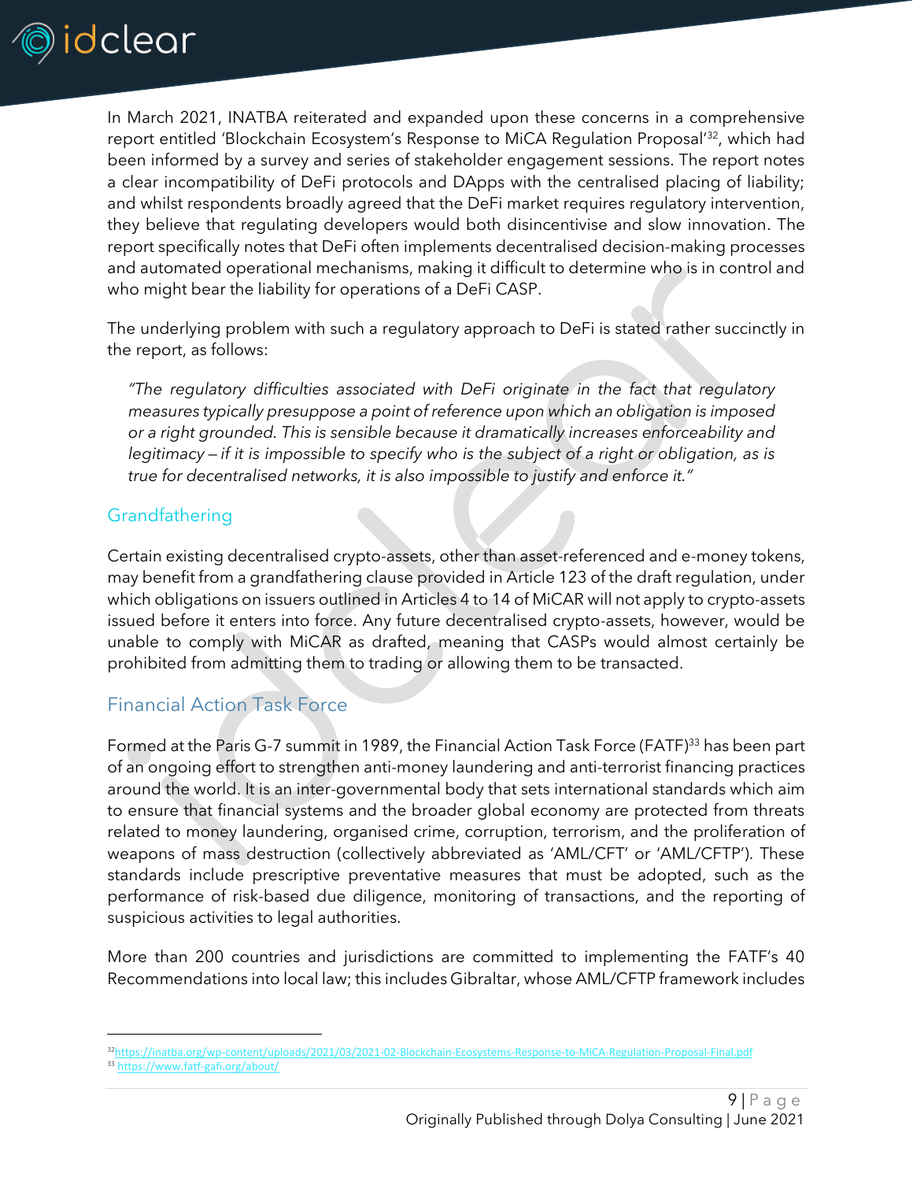In March 2021, INATBA reiterated and expanded upon these concerns in a comprehensive report entitled 'Blockchain Ecosystem's Response to MiCA Regulation Proposal'[32], which had been informed by a survey and series of stakeholder engagement sessions. The report notes a clear incompatibility of DeFi protocols and DApps with the centralised placing of liability; and whilst respondents broadly agreed that the DeFi market requires regulatory intervention, they believe that regulating developers would both disincentivise and slow innovation. The report specifically notes that DeFi often implements decentralised decision-making processes and automated operational mechanisms, making it difficult to determine who is in control and who might bear the liability for operations of a DeFi CASP.

The underlying problem with such a regulatory approach to DeFi is stated rather succinctly in the report, as follows:

> *"The regulatory difficulties associated with DeFi originate in the fact that regulatory measures typically presuppose a point of reference upon which an obligation is imposed or a right grounded. This is sensible because it dramatically increases enforceability and legitimacy – if it is impossible to specify who is the subject of a right or obligation, as is true for decentralised networks, it is also impossible to justify and enforce it."*

## Grandfathering

Certain existing decentralised crypto-assets, other than asset-referenced and e-money tokens, may benefit from a grandfathering clause provided in Article 123 of the draft regulation, under which obligations on issuers outlined in Articles 4 to 14 of MiCAR will not apply to crypto-assets issued before it enters into force. Any future decentralised crypto-assets, however, would be unable to comply with MiCAR as drafted, meaning that CASPs would almost certainly be prohibited from admitting them to trading or allowing them to be transacted.

## Financial Action Task Force

Formed at the Paris G-7 summit in 1989, the Financial Action Task Force (FATF)[33] has been part of an ongoing effort to strengthen anti-money laundering and anti-terrorist financing practices around the world. It is an inter-governmental body that sets international standards which aim to ensure that financial systems and the broader global economy are protected from threats related to money laundering, organised crime, corruption, terrorism, and the proliferation of weapons of mass destruction (collectively abbreviated as 'AML/CFT' or 'AML/CFTP'). These standards include prescriptive preventative measures that must be adopted, such as the performance of risk-based due diligence, monitoring of transactions, and the reporting of suspicious activities to legal authorities.

More than 200 countries and jurisdictions are committed to implementing the FATF's 40 Recommendations into local law; this includes Gibraltar, whose AML/CFTP framework includes

---

[32] https://inatba.org/wp-content/uploads/2021/03/2021-02-Blockchain-Ecosystems-Response-to-MiCA-Regulation-Proposal-Final.pdf

[33] https://www.fatf-gafi.org/about/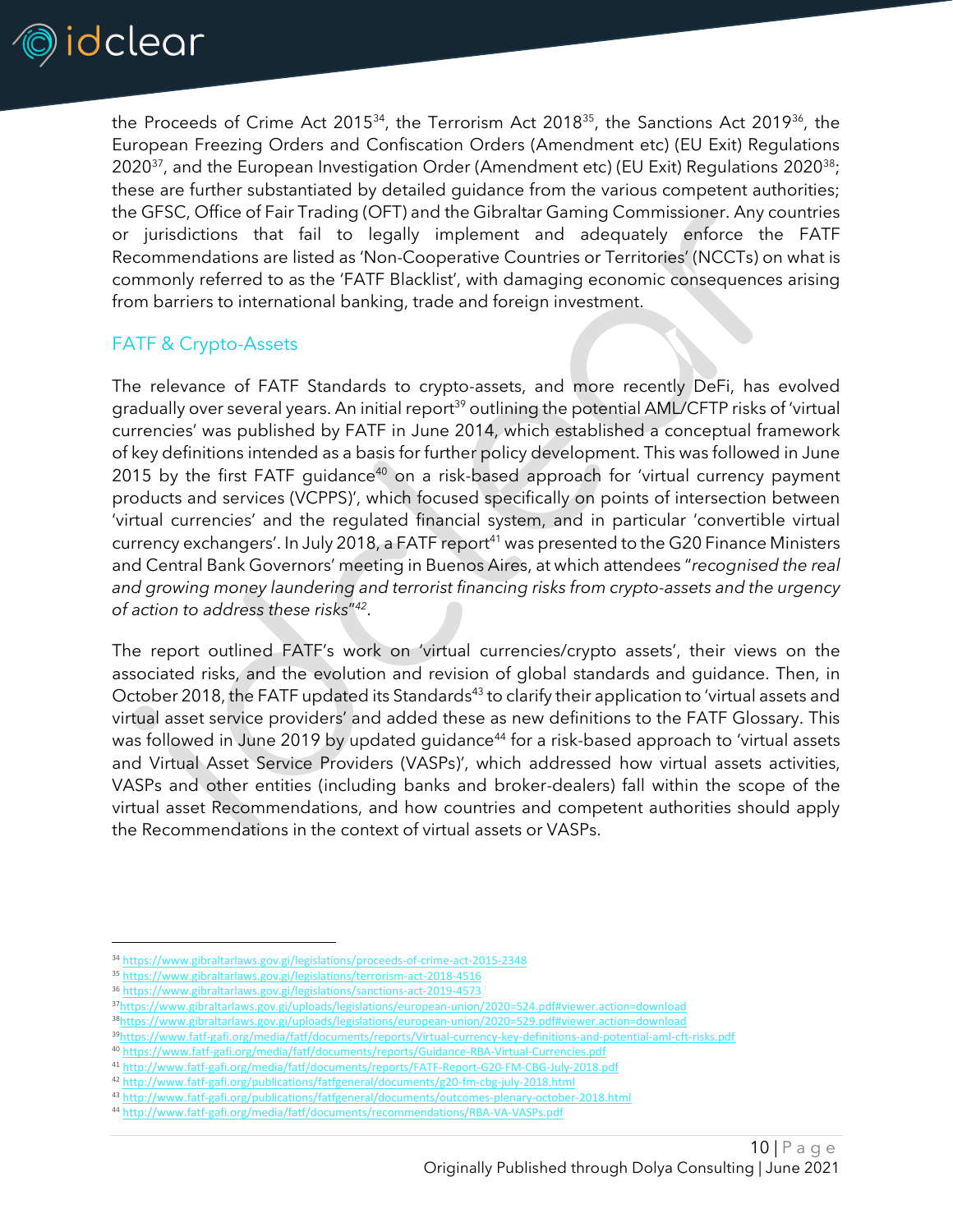the Proceeds of Crime Act 2015[34], the Terrorism Act 2018[35], the Sanctions Act 2019[36], the European Freezing Orders and Confiscation Orders (Amendment etc) (EU Exit) Regulations 2020[37], and the European Investigation Order (Amendment etc) (EU Exit) Regulations 2020[38]; these are further substantiated by detailed guidance from the various competent authorities; the GFSC, Office of Fair Trading (OFT) and the Gibraltar Gaming Commissioner. Any countries or jurisdictions that fail to legally implement and adequately enforce the FATF Recommendations are listed as 'Non-Cooperative Countries or Territories' (NCCTs) on what is commonly referred to as the 'FATF Blacklist', with damaging economic consequences arising from barriers to international banking, trade and foreign investment.

## FATF & Crypto-Assets

The relevance of FATF Standards to crypto-assets, and more recently DeFi, has evolved gradually over several years. An initial report[39] outlining the potential AML/CFTP risks of 'virtual currencies' was published by FATF in June 2014, which established a conceptual framework of key definitions intended as a basis for further policy development. This was followed in June 2015 by the first FATF guidance[40] on a risk-based approach for 'virtual currency payment products and services (VCPPS)', which focused specifically on points of intersection between 'virtual currencies' and the regulated financial system, and in particular 'convertible virtual currency exchangers'. In July 2018, a FATF report[41] was presented to the G20 Finance Ministers and Central Bank Governors' meeting in Buenos Aires, at which attendees "*recognised the real and growing money laundering and terrorist financing risks from crypto-assets and the urgency of action to address these risks*"[42].

The report outlined FATF's work on 'virtual currencies/crypto assets', their views on the associated risks, and the evolution and revision of global standards and guidance. Then, in October 2018, the FATF updated its Standards[43] to clarify their application to 'virtual assets and virtual asset service providers' and added these as new definitions to the FATF Glossary. This was followed in June 2019 by updated guidance[44] for a risk-based approach to 'virtual assets and Virtual Asset Service Providers (VASPs)', which addressed how virtual assets activities, VASPs and other entities (including banks and broker-dealers) fall within the scope of the virtual asset Recommendations, and how countries and competent authorities should apply the Recommendations in the context of virtual assets or VASPs.

---

[34] https://www.gibraltarlaws.gov.gi/legislations/proceeds-of-crime-act-2015-2348
[35] https://www.gibraltarlaws.gov.gi/legislations/terrorism-act-2018-4516
[36] https://www.gibraltarlaws.gov.gi/legislations/sanctions-act-2019-4573
[37] https://www.gibraltarlaws.gov.gi/uploads/legislations/european-union/2020=524.pdf#viewer.action=download
[38] https://www.gibraltarlaws.gov.gi/uploads/legislations/european-union/2020=529.pdf#viewer.action=download
[39] https://www.fatf-gafi.org/media/fatf/documents/reports/Virtual-currency-key-definitions-and-potential-aml-cft-risks.pdf
[40] https://www.fatf-gafi.org/media/fatf/documents/reports/Guidance-RBA-Virtual-Currencies.pdf
[41] http://www.fatf-gafi.org/media/fatf/documents/reports/FATF-Report-G20-FM-CBG-July-2018.pdf
[42] http://www.fatf-gafi.org/publications/fatfgeneral/documents/g20-fm-cbg-july-2018.html
[43] http://www.fatf-gafi.org/publications/fatfgeneral/documents/outcomes-plenary-october-2018.html
[44] http://www.fatf-gafi.org/media/fatf/documents/recommendations/RBA-VA-VASPs.pdf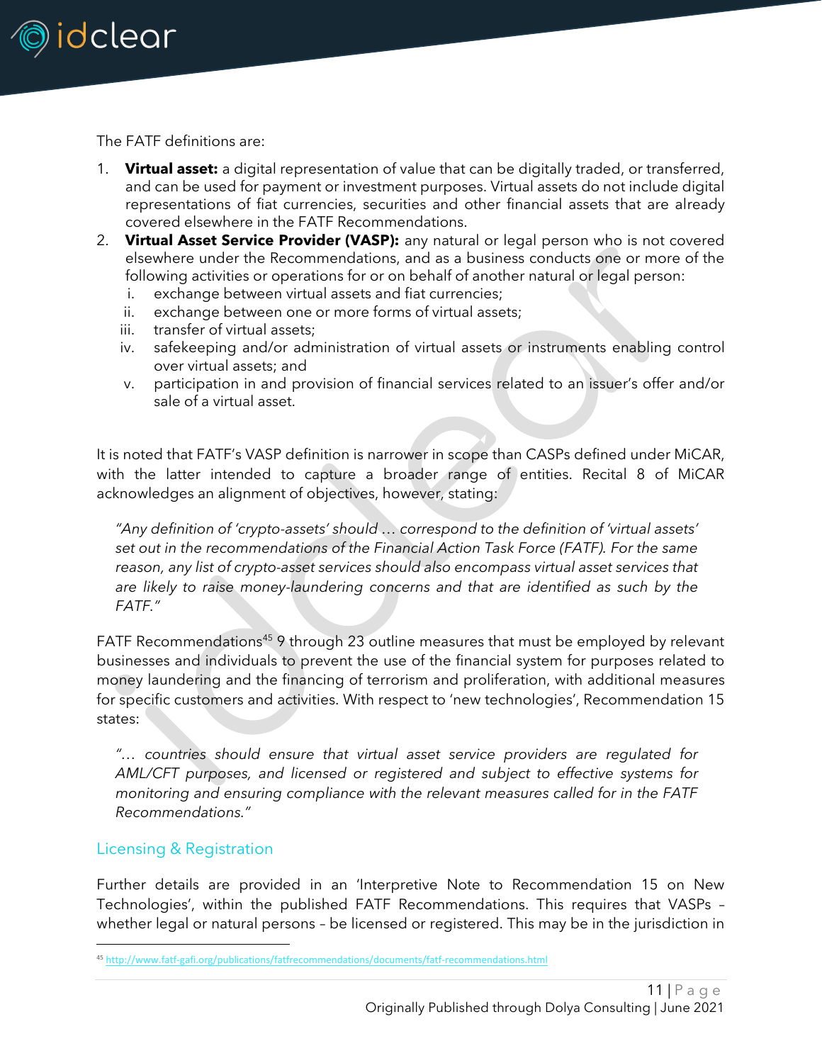The FATF definitions are:

1. **Virtual asset:** a digital representation of value that can be digitally traded, or transferred, and can be used for payment or investment purposes. Virtual assets do not include digital representations of fiat currencies, securities and other financial assets that are already covered elsewhere in the FATF Recommendations.
2. **Virtual Asset Service Provider (VASP):** any natural or legal person who is not covered elsewhere under the Recommendations, and as a business conducts one or more of the following activities or operations for or on behalf of another natural or legal person:
   i. exchange between virtual assets and fiat currencies;
   ii. exchange between one or more forms of virtual assets;
   iii. transfer of virtual assets;
   iv. safekeeping and/or administration of virtual assets or instruments enabling control over virtual assets; and
   v. participation in and provision of financial services related to an issuer's offer and/or sale of a virtual asset.

It is noted that FATF's VASP definition is narrower in scope than CASPs defined under MiCAR, with the latter intended to capture a broader range of entities. Recital 8 of MiCAR acknowledges an alignment of objectives, however, stating:

> *"Any definition of 'crypto-assets' should … correspond to the definition of 'virtual assets' set out in the recommendations of the Financial Action Task Force (FATF). For the same reason, any list of crypto-asset services should also encompass virtual asset services that are likely to raise money-laundering concerns and that are identified as such by the FATF."*

FATF Recommendations[45] 9 through 23 outline measures that must be employed by relevant businesses and individuals to prevent the use of the financial system for purposes related to money laundering and the financing of terrorism and proliferation, with additional measures for specific customers and activities. With respect to 'new technologies', Recommendation 15 states:

> *"… countries should ensure that virtual asset service providers are regulated for AML/CFT purposes, and licensed or registered and subject to effective systems for monitoring and ensuring compliance with the relevant measures called for in the FATF Recommendations."*

## Licensing & Registration

Further details are provided in an 'Interpretive Note to Recommendation 15 on New Technologies', within the published FATF Recommendations. This requires that VASPs – whether legal or natural persons – be licensed or registered. This may be in the jurisdiction in

[45] http://www.fatf-gafi.org/publications/fatfrecommendations/documents/fatf-recommendations.html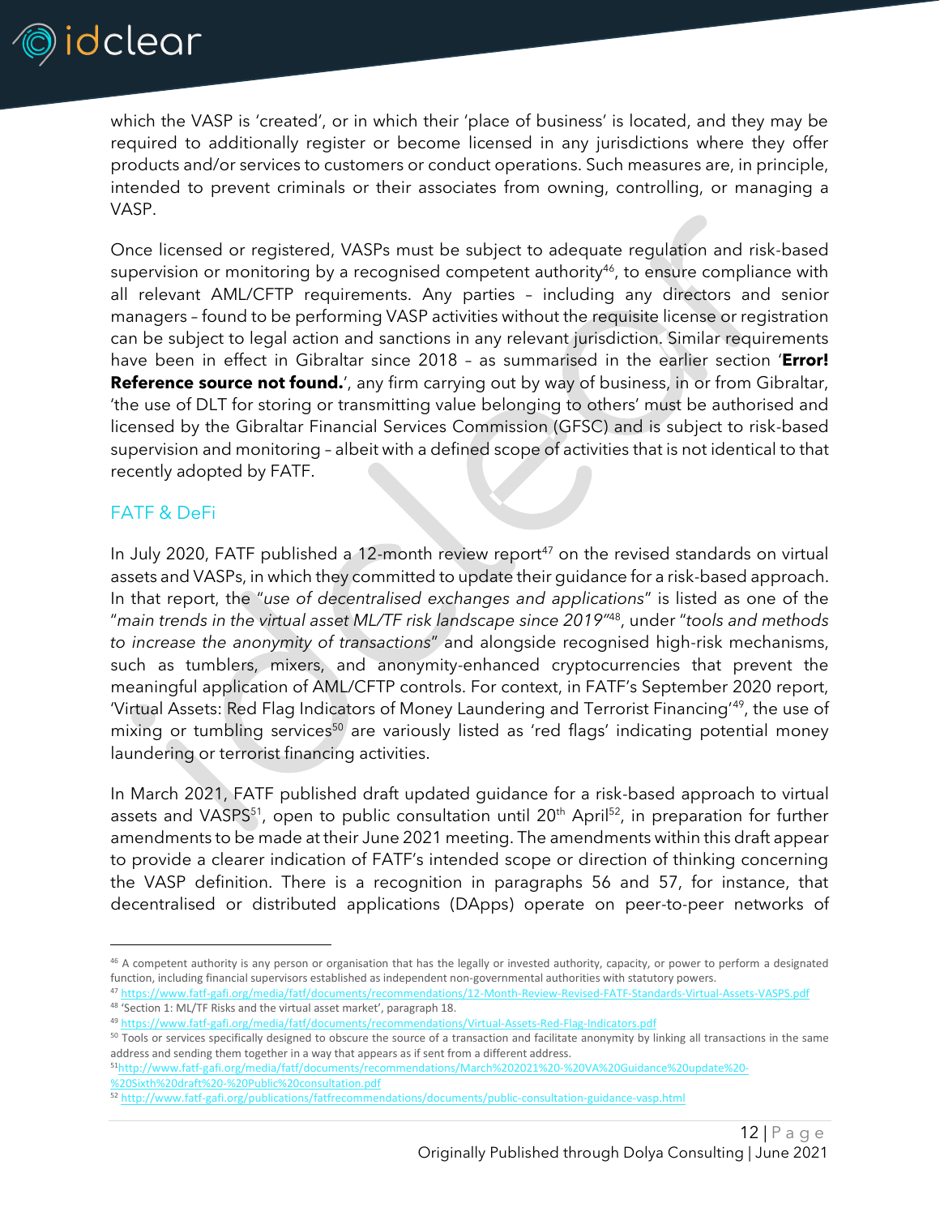which the VASP is 'created', or in which their 'place of business' is located, and they may be required to additionally register or become licensed in any jurisdictions where they offer products and/or services to customers or conduct operations. Such measures are, in principle, intended to prevent criminals or their associates from owning, controlling, or managing a VASP.

Once licensed or registered, VASPs must be subject to adequate regulation and risk-based supervision or monitoring by a recognised competent authority[46], to ensure compliance with all relevant AML/CFTP requirements. Any parties – including any directors and senior managers – found to be performing VASP activities without the requisite license or registration can be subject to legal action and sanctions in any relevant jurisdiction. Similar requirements have been in effect in Gibraltar since 2018 – as summarised in the earlier section '**Error! Reference source not found.**', any firm carrying out by way of business, in or from Gibraltar, 'the use of DLT for storing or transmitting value belonging to others' must be authorised and licensed by the Gibraltar Financial Services Commission (GFSC) and is subject to risk-based supervision and monitoring – albeit with a defined scope of activities that is not identical to that recently adopted by FATF.

## FATF & DeFi

In July 2020, FATF published a 12-month review report[47] on the revised standards on virtual assets and VASPs, in which they committed to update their guidance for a risk-based approach. In that report, the "*use of decentralised exchanges and applications*" is listed as one of the "*main trends in the virtual asset ML/TF risk landscape since 2019*"[48], under "*tools and methods to increase the anonymity of transactions*" and alongside recognised high-risk mechanisms, such as tumblers, mixers, and anonymity-enhanced cryptocurrencies that prevent the meaningful application of AML/CFTP controls. For context, in FATF's September 2020 report, 'Virtual Assets: Red Flag Indicators of Money Laundering and Terrorist Financing'[49], the use of mixing or tumbling services[50] are variously listed as 'red flags' indicating potential money laundering or terrorist financing activities.

In March 2021, FATF published draft updated guidance for a risk-based approach to virtual assets and VASPS[51], open to public consultation until 20th April[52], in preparation for further amendments to be made at their June 2021 meeting. The amendments within this draft appear to provide a clearer indication of FATF's intended scope or direction of thinking concerning the VASP definition. There is a recognition in paragraphs 56 and 57, for instance, that decentralised or distributed applications (DApps) operate on peer-to-peer networks of

---

[46] A competent authority is any person or organisation that has the legally or invested authority, capacity, or power to perform a designated function, including financial supervisors established as independent non-governmental authorities with statutory powers.

[47] https://www.fatf-gafi.org/media/fatf/documents/recommendations/12-Month-Review-Revised-FATF-Standards-Virtual-Assets-VASPS.pdf

[48] 'Section 1: ML/TF Risks and the virtual asset market', paragraph 18.

[49] https://www.fatf-gafi.org/media/fatf/documents/recommendations/Virtual-Assets-Red-Flag-Indicators.pdf

[50] Tools or services specifically designed to obscure the source of a transaction and facilitate anonymity by linking all transactions in the same address and sending them together in a way that appears as if sent from a different address.

[51] http://www.fatf-gafi.org/media/fatf/documents/recommendations/March%202021%20-%20VA%20Guidance%20update%20-%20Sixth%20draft%20-%20Public%20consultation.pdf

[52] http://www.fatf-gafi.org/publications/fatfrecommendations/documents/public-consultation-guidance-vasp.html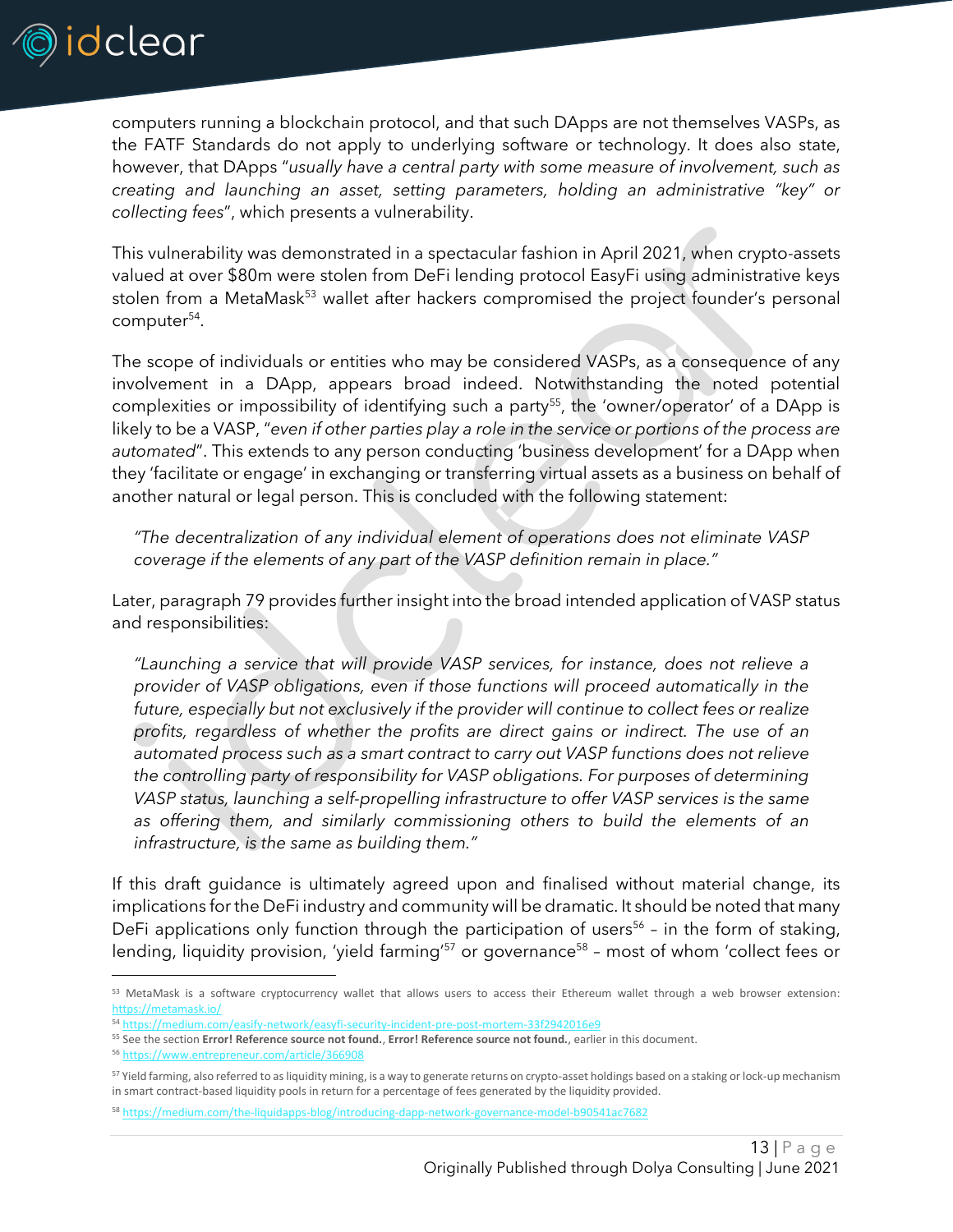computers running a blockchain protocol, and that such DApps are not themselves VASPs, as the FATF Standards do not apply to underlying software or technology. It does also state, however, that DApps "*usually have a central party with some measure of involvement, such as creating and launching an asset, setting parameters, holding an administrative "key" or collecting fees*", which presents a vulnerability.

This vulnerability was demonstrated in a spectacular fashion in April 2021, when crypto-assets valued at over $80m were stolen from DeFi lending protocol EasyFi using administrative keys stolen from a MetaMask[53] wallet after hackers compromised the project founder's personal computer[54].

The scope of individuals or entities who may be considered VASPs, as a consequence of any involvement in a DApp, appears broad indeed. Notwithstanding the noted potential complexities or impossibility of identifying such a party[55], the 'owner/operator' of a DApp is likely to be a VASP, "*even if other parties play a role in the service or portions of the process are automated*". This extends to any person conducting 'business development' for a DApp when they 'facilitate or engage' in exchanging or transferring virtual assets as a business on behalf of another natural or legal person. This is concluded with the following statement:

> *"The decentralization of any individual element of operations does not eliminate VASP coverage if the elements of any part of the VASP definition remain in place."*

Later, paragraph 79 provides further insight into the broad intended application of VASP status and responsibilities:

> *"Launching a service that will provide VASP services, for instance, does not relieve a provider of VASP obligations, even if those functions will proceed automatically in the future, especially but not exclusively if the provider will continue to collect fees or realize profits, regardless of whether the profits are direct gains or indirect. The use of an automated process such as a smart contract to carry out VASP functions does not relieve the controlling party of responsibility for VASP obligations. For purposes of determining VASP status, launching a self-propelling infrastructure to offer VASP services is the same as offering them, and similarly commissioning others to build the elements of an infrastructure, is the same as building them."*

If this draft guidance is ultimately agreed upon and finalised without material change, its implications for the DeFi industry and community will be dramatic. It should be noted that many DeFi applications only function through the participation of users[56] – in the form of staking, lending, liquidity provision, 'yield farming'[57] or governance[58] – most of whom 'collect fees or

---

[53] MetaMask is a software cryptocurrency wallet that allows users to access their Ethereum wallet through a web browser extension: https://metamask.io/

[54] https://medium.com/easify-network/easyfi-security-incident-pre-post-mortem-33f2942016e9

[55] See the section **Error! Reference source not found.**, **Error! Reference source not found.**, earlier in this document.

[56] https://www.entrepreneur.com/article/366908

[57] Yield farming, also referred to as liquidity mining, is a way to generate returns on crypto-asset holdings based on a staking or lock-up mechanism in smart contract-based liquidity pools in return for a percentage of fees generated by the liquidity provided.

[58] https://medium.com/the-liquidapps-blog/introducing-dapp-network-governance-model-b90541ac7682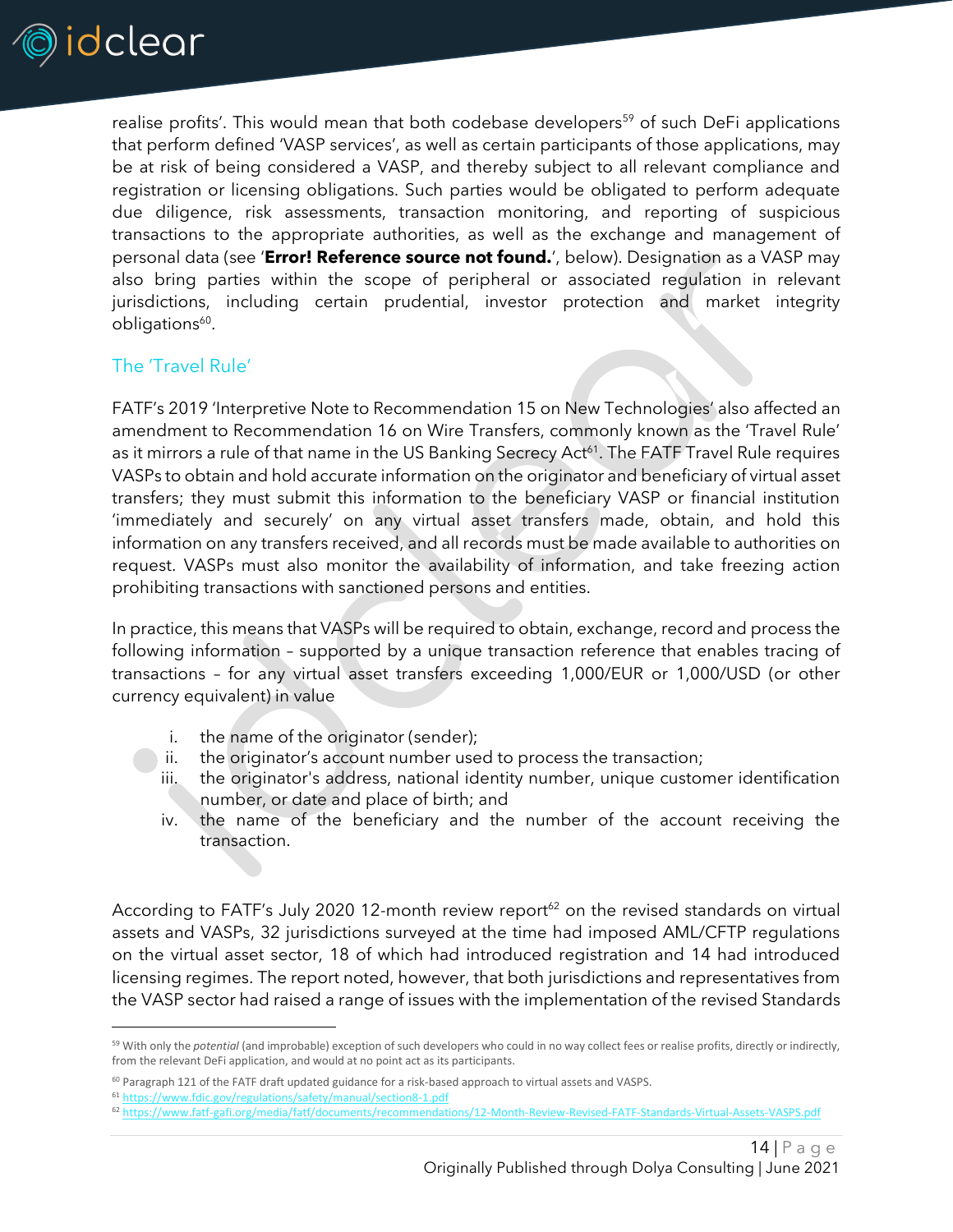realise profits'. This would mean that both codebase developers[59] of such DeFi applications that perform defined 'VASP services', as well as certain participants of those applications, may be at risk of being considered a VASP, and thereby subject to all relevant compliance and registration or licensing obligations. Such parties would be obligated to perform adequate due diligence, risk assessments, transaction monitoring, and reporting of suspicious transactions to the appropriate authorities, as well as the exchange and management of personal data (see '**Error! Reference source not found.**', below). Designation as a VASP may also bring parties within the scope of peripheral or associated regulation in relevant jurisdictions, including certain prudential, investor protection and market integrity obligations[60].

## The 'Travel Rule'

FATF's 2019 'Interpretive Note to Recommendation 15 on New Technologies' also affected an amendment to Recommendation 16 on Wire Transfers, commonly known as the 'Travel Rule' as it mirrors a rule of that name in the US Banking Secrecy Act[61]. The FATF Travel Rule requires VASPs to obtain and hold accurate information on the originator and beneficiary of virtual asset transfers; they must submit this information to the beneficiary VASP or financial institution 'immediately and securely' on any virtual asset transfers made, obtain, and hold this information on any transfers received, and all records must be made available to authorities on request. VASPs must also monitor the availability of information, and take freezing action prohibiting transactions with sanctioned persons and entities.

In practice, this means that VASPs will be required to obtain, exchange, record and process the following information – supported by a unique transaction reference that enables tracing of transactions – for any virtual asset transfers exceeding 1,000/EUR or 1,000/USD (or other currency equivalent) in value

i. the name of the originator (sender);
ii. the originator's account number used to process the transaction;
iii. the originator's address, national identity number, unique customer identification number, or date and place of birth; and
iv. the name of the beneficiary and the number of the account receiving the transaction.

According to FATF's July 2020 12-month review report[62] on the revised standards on virtual assets and VASPs, 32 jurisdictions surveyed at the time had imposed AML/CFTP regulations on the virtual asset sector, 18 of which had introduced registration and 14 had introduced licensing regimes. The report noted, however, that both jurisdictions and representatives from the VASP sector had raised a range of issues with the implementation of the revised Standards

---

[59] With only the *potential* (and improbable) exception of such developers who could in no way collect fees or realise profits, directly or indirectly, from the relevant DeFi application, and would at no point act as its participants.

[60] Paragraph 121 of the FATF draft updated guidance for a risk-based approach to virtual assets and VASPS.

[61] https://www.fdic.gov/regulations/safety/manual/section8-1.pdf

[62] https://www.fatf-gafi.org/media/fatf/documents/recommendations/12-Month-Review-Revised-FATF-Standards-Virtual-Assets-VASPS.pdf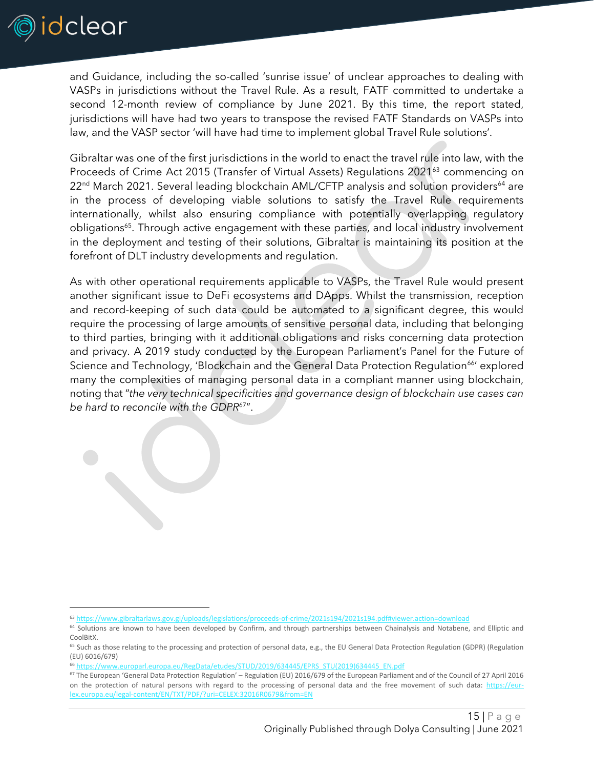and Guidance, including the so-called 'sunrise issue' of unclear approaches to dealing with VASPs in jurisdictions without the Travel Rule. As a result, FATF committed to undertake a second 12-month review of compliance by June 2021. By this time, the report stated, jurisdictions will have had two years to transpose the revised FATF Standards on VASPs into law, and the VASP sector 'will have had time to implement global Travel Rule solutions'.

Gibraltar was one of the first jurisdictions in the world to enact the travel rule into law, with the Proceeds of Crime Act 2015 (Transfer of Virtual Assets) Regulations 2021[63] commencing on 22nd March 2021. Several leading blockchain AML/CFTP analysis and solution providers[64] are in the process of developing viable solutions to satisfy the Travel Rule requirements internationally, whilst also ensuring compliance with potentially overlapping regulatory obligations[65]. Through active engagement with these parties, and local industry involvement in the deployment and testing of their solutions, Gibraltar is maintaining its position at the forefront of DLT industry developments and regulation.

As with other operational requirements applicable to VASPs, the Travel Rule would present another significant issue to DeFi ecosystems and DApps. Whilst the transmission, reception and record-keeping of such data could be automated to a significant degree, this would require the processing of large amounts of sensitive personal data, including that belonging to third parties, bringing with it additional obligations and risks concerning data protection and privacy. A 2019 study conducted by the European Parliament's Panel for the Future of Science and Technology, 'Blockchain and the General Data Protection Regulation[66]' explored many the complexities of managing personal data in a compliant manner using blockchain, noting that "*the very technical specificities and governance design of blockchain use cases can be hard to reconcile with the GDPR*[67]".

---

[63] https://www.gibraltarlaws.gov.gi/uploads/legislations/proceeds-of-crime/2021s194/2021s194.pdf#viewer.action=download

[64] Solutions are known to have been developed by Confirm, and through partnerships between Chainalysis and Notabene, and Elliptic and CoolBitX.

[65] Such as those relating to the processing and protection of personal data, e.g., the EU General Data Protection Regulation (GDPR) (Regulation (EU) 6016/679)

[66] https://www.europarl.europa.eu/RegData/etudes/STUD/2019/634445/EPRS_STU(2019)634445_EN.pdf

[67] The European 'General Data Protection Regulation' – Regulation (EU) 2016/679 of the European Parliament and of the Council of 27 April 2016 on the protection of natural persons with regard to the processing of personal data and the free movement of such data: https://eur-lex.europa.eu/legal-content/EN/TXT/PDF/?uri=CELEX:32016R0679&from=EN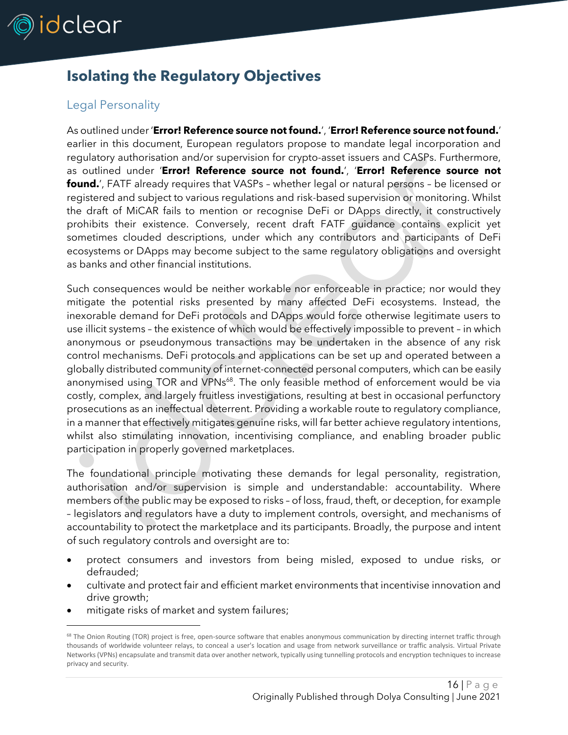# Isolating the Regulatory Objectives

## Legal Personality

As outlined under '**Error! Reference source not found.**', '**Error! Reference source not found.**' earlier in this document, European regulators propose to mandate legal incorporation and regulatory authorisation and/or supervision for crypto-asset issuers and CASPs. Furthermore, as outlined under '**Error! Reference source not found.**', '**Error! Reference source not found.**', FATF already requires that VASPs – whether legal or natural persons – be licensed or registered and subject to various regulations and risk-based supervision or monitoring. Whilst the draft of MiCAR fails to mention or recognise DeFi or DApps directly, it constructively prohibits their existence. Conversely, recent draft FATF guidance contains explicit yet sometimes clouded descriptions, under which any contributors and participants of DeFi ecosystems or DApps may become subject to the same regulatory obligations and oversight as banks and other financial institutions.

Such consequences would be neither workable nor enforceable in practice; nor would they mitigate the potential risks presented by many affected DeFi ecosystems. Instead, the inexorable demand for DeFi protocols and DApps would force otherwise legitimate users to use illicit systems – the existence of which would be effectively impossible to prevent – in which anonymous or pseudonymous transactions may be undertaken in the absence of any risk control mechanisms. DeFi protocols and applications can be set up and operated between a globally distributed community of internet-connected personal computers, which can be easily anonymised using TOR and VPNs[68]. The only feasible method of enforcement would be via costly, complex, and largely fruitless investigations, resulting at best in occasional perfunctory prosecutions as an ineffectual deterrent. Providing a workable route to regulatory compliance, in a manner that effectively mitigates genuine risks, will far better achieve regulatory intentions, whilst also stimulating innovation, incentivising compliance, and enabling broader public participation in properly governed marketplaces.

The foundational principle motivating these demands for legal personality, registration, authorisation and/or supervision is simple and understandable: accountability. Where members of the public may be exposed to risks – of loss, fraud, theft, or deception, for example – legislators and regulators have a duty to implement controls, oversight, and mechanisms of accountability to protect the marketplace and its participants. Broadly, the purpose and intent of such regulatory controls and oversight are to:

- protect consumers and investors from being misled, exposed to undue risks, or defrauded;
- cultivate and protect fair and efficient market environments that incentivise innovation and drive growth;
- mitigate risks of market and system failures;

[68] The Onion Routing (TOR) project is free, open-source software that enables anonymous communication by directing internet traffic through thousands of worldwide volunteer relays, to conceal a user's location and usage from network surveillance or traffic analysis. Virtual Private Networks (VPNs) encapsulate and transmit data over another network, typically using tunnelling protocols and encryption techniques to increase privacy and security.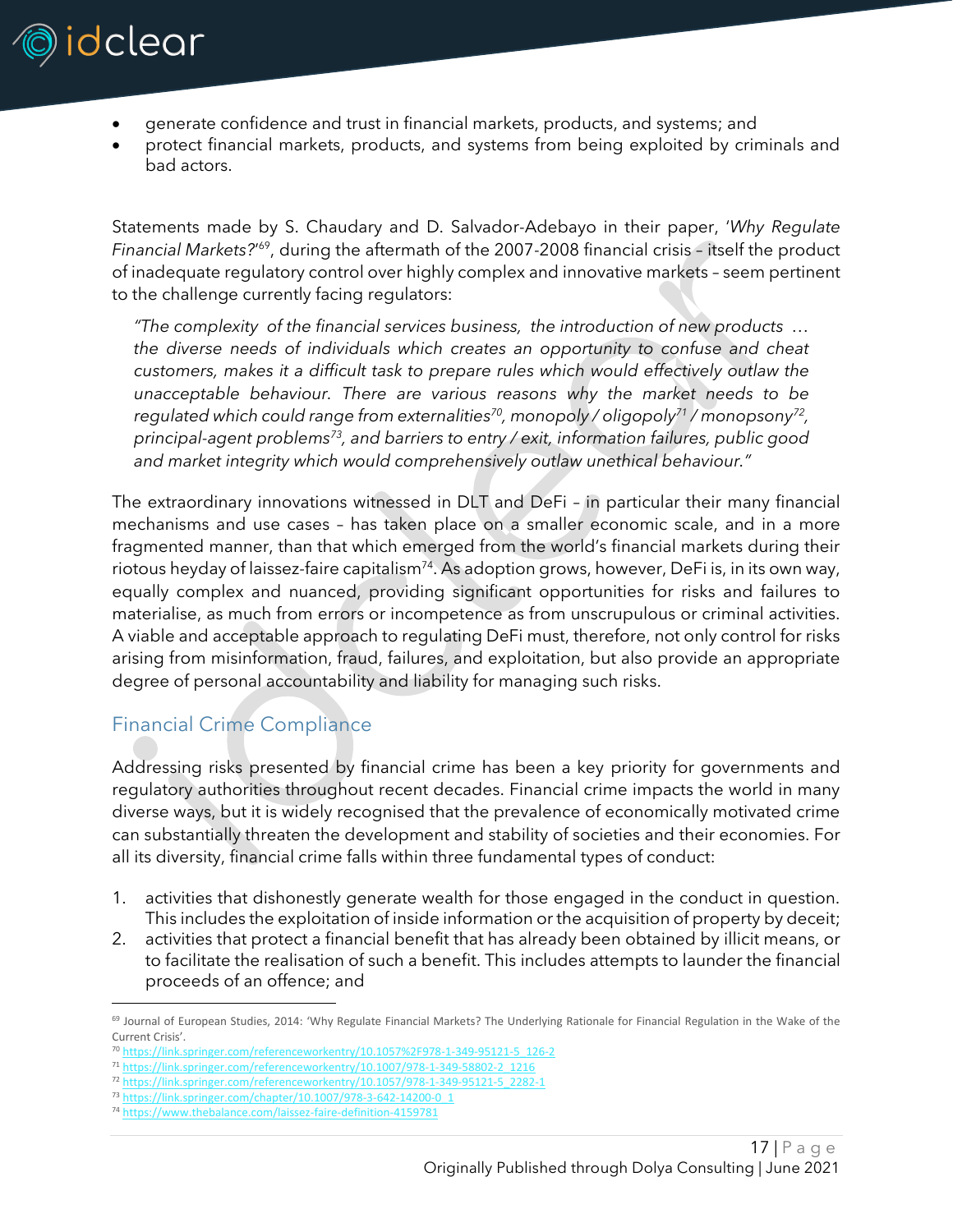- generate confidence and trust in financial markets, products, and systems; and
- protect financial markets, products, and systems from being exploited by criminals and bad actors.

Statements made by S. Chaudary and D. Salvador-Adebayo in their paper, '*Why Regulate Financial Markets?*'[69], during the aftermath of the 2007-2008 financial crisis – itself the product of inadequate regulatory control over highly complex and innovative markets – seem pertinent to the challenge currently facing regulators:

> *"The complexity of the financial services business, the introduction of new products … the diverse needs of individuals which creates an opportunity to confuse and cheat customers, makes it a difficult task to prepare rules which would effectively outlaw the unacceptable behaviour. There are various reasons why the market needs to be regulated which could range from externalities[70], monopoly / oligopoly[71] / monopsony[72], principal-agent problems[73], and barriers to entry / exit, information failures, public good and market integrity which would comprehensively outlaw unethical behaviour."*

The extraordinary innovations witnessed in DLT and DeFi – in particular their many financial mechanisms and use cases – has taken place on a smaller economic scale, and in a more fragmented manner, than that which emerged from the world's financial markets during their riotous heyday of laissez-faire capitalism[74]. As adoption grows, however, DeFi is, in its own way, equally complex and nuanced, providing significant opportunities for risks and failures to materialise, as much from errors or incompetence as from unscrupulous or criminal activities. A viable and acceptable approach to regulating DeFi must, therefore, not only control for risks arising from misinformation, fraud, failures, and exploitation, but also provide an appropriate degree of personal accountability and liability for managing such risks.

## Financial Crime Compliance

Addressing risks presented by financial crime has been a key priority for governments and regulatory authorities throughout recent decades. Financial crime impacts the world in many diverse ways, but it is widely recognised that the prevalence of economically motivated crime can substantially threaten the development and stability of societies and their economies. For all its diversity, financial crime falls within three fundamental types of conduct:

1. activities that dishonestly generate wealth for those engaged in the conduct in question. This includes the exploitation of inside information or the acquisition of property by deceit;
2. activities that protect a financial benefit that has already been obtained by illicit means, or to facilitate the realisation of such a benefit. This includes attempts to launder the financial proceeds of an offence; and

---

[69] Journal of European Studies, 2014: 'Why Regulate Financial Markets? The Underlying Rationale for Financial Regulation in the Wake of the Current Crisis'.

[70] https://link.springer.com/referenceworkentry/10.1057%2F978-1-349-95121-5_126-2

[71] https://link.springer.com/referenceworkentry/10.1007/978-1-349-58802-2_1216

[72] https://link.springer.com/referenceworkentry/10.1057/978-1-349-95121-5_2282-1

[73] https://link.springer.com/chapter/10.1007/978-3-642-14200-0_1

[74] https://www.thebalance.com/laissez-faire-definition-4159781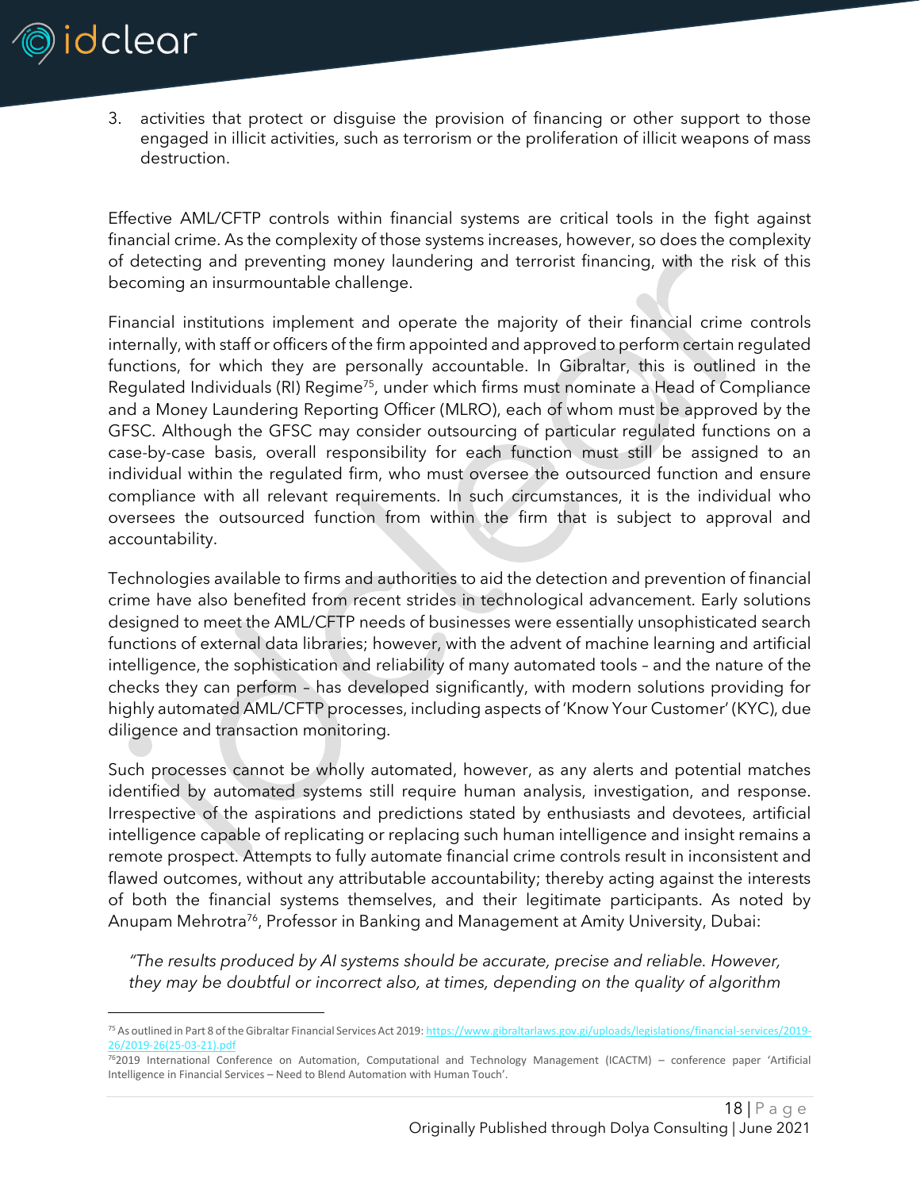3. activities that protect or disguise the provision of financing or other support to those engaged in illicit activities, such as terrorism or the proliferation of illicit weapons of mass destruction.

Effective AML/CFTP controls within financial systems are critical tools in the fight against financial crime. As the complexity of those systems increases, however, so does the complexity of detecting and preventing money laundering and terrorist financing, with the risk of this becoming an insurmountable challenge.

Financial institutions implement and operate the majority of their financial crime controls internally, with staff or officers of the firm appointed and approved to perform certain regulated functions, for which they are personally accountable. In Gibraltar, this is outlined in the Regulated Individuals (RI) Regime[75], under which firms must nominate a Head of Compliance and a Money Laundering Reporting Officer (MLRO), each of whom must be approved by the GFSC. Although the GFSC may consider outsourcing of particular regulated functions on a case-by-case basis, overall responsibility for each function must still be assigned to an individual within the regulated firm, who must oversee the outsourced function and ensure compliance with all relevant requirements. In such circumstances, it is the individual who oversees the outsourced function from within the firm that is subject to approval and accountability.

Technologies available to firms and authorities to aid the detection and prevention of financial crime have also benefited from recent strides in technological advancement. Early solutions designed to meet the AML/CFTP needs of businesses were essentially unsophisticated search functions of external data libraries; however, with the advent of machine learning and artificial intelligence, the sophistication and reliability of many automated tools – and the nature of the checks they can perform – has developed significantly, with modern solutions providing for highly automated AML/CFTP processes, including aspects of 'Know Your Customer' (KYC), due diligence and transaction monitoring.

Such processes cannot be wholly automated, however, as any alerts and potential matches identified by automated systems still require human analysis, investigation, and response. Irrespective of the aspirations and predictions stated by enthusiasts and devotees, artificial intelligence capable of replicating or replacing such human intelligence and insight remains a remote prospect. Attempts to fully automate financial crime controls result in inconsistent and flawed outcomes, without any attributable accountability; thereby acting against the interests of both the financial systems themselves, and their legitimate participants. As noted by Anupam Mehrotra[76], Professor in Banking and Management at Amity University, Dubai:

> *"The results produced by AI systems should be accurate, precise and reliable. However, they may be doubtful or incorrect also, at times, depending on the quality of algorithm*

---

[75] As outlined in Part 8 of the Gibraltar Financial Services Act 2019: https://www.gibraltarlaws.gov.gi/uploads/legislations/financial-services/2019-26/2019-26(25-03-21).pdf

[76] 2019 International Conference on Automation, Computational and Technology Management (ICACTM) – conference paper 'Artificial Intelligence in Financial Services – Need to Blend Automation with Human Touch'.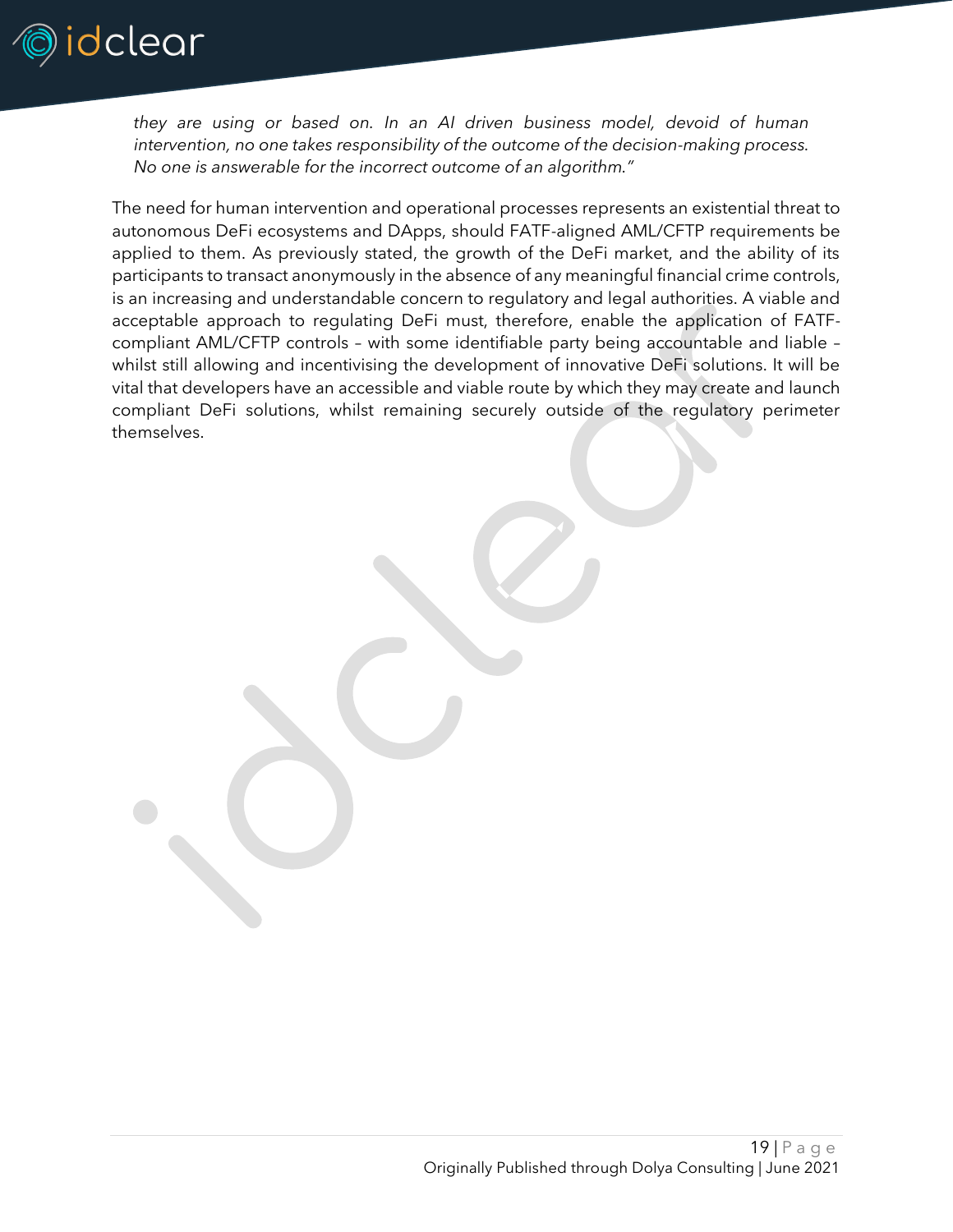> *they are using or based on. In an AI driven business model, devoid of human intervention, no one takes responsibility of the outcome of the decision-making process. No one is answerable for the incorrect outcome of an algorithm."*

The need for human intervention and operational processes represents an existential threat to autonomous DeFi ecosystems and DApps, should FATF-aligned AML/CFTP requirements be applied to them. As previously stated, the growth of the DeFi market, and the ability of its participants to transact anonymously in the absence of any meaningful financial crime controls, is an increasing and understandable concern to regulatory and legal authorities. A viable and acceptable approach to regulating DeFi must, therefore, enable the application of FATF-compliant AML/CFTP controls – with some identifiable party being accountable and liable – whilst still allowing and incentivising the development of innovative DeFi solutions. It will be vital that developers have an accessible and viable route by which they may create and launch compliant DeFi solutions, whilst remaining securely outside of the regulatory perimeter themselves.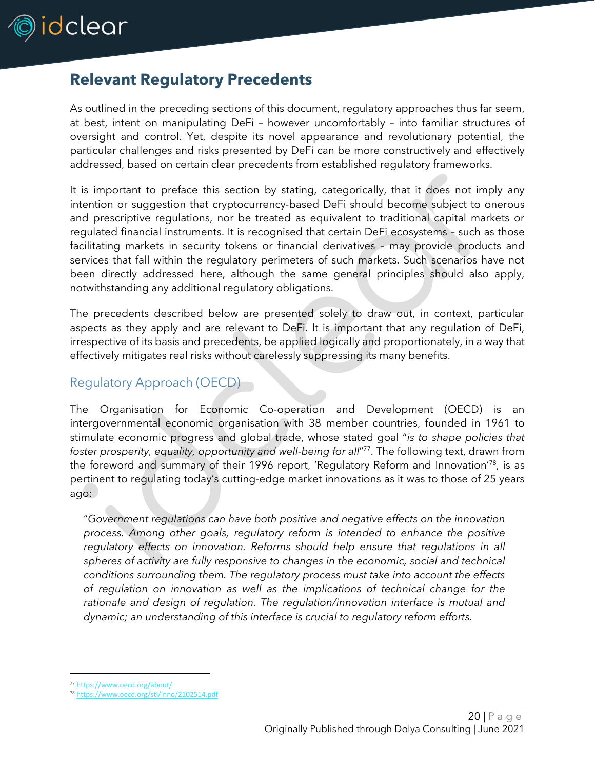## Relevant Regulatory Precedents

As outlined in the preceding sections of this document, regulatory approaches thus far seem, at best, intent on manipulating DeFi – however uncomfortably – into familiar structures of oversight and control. Yet, despite its novel appearance and revolutionary potential, the particular challenges and risks presented by DeFi can be more constructively and effectively addressed, based on certain clear precedents from established regulatory frameworks.

It is important to preface this section by stating, categorically, that it does not imply any intention or suggestion that cryptocurrency-based DeFi should become subject to onerous and prescriptive regulations, nor be treated as equivalent to traditional capital markets or regulated financial instruments. It is recognised that certain DeFi ecosystems – such as those facilitating markets in security tokens or financial derivatives – may provide products and services that fall within the regulatory perimeters of such markets. Such scenarios have not been directly addressed here, although the same general principles should also apply, notwithstanding any additional regulatory obligations.

The precedents described below are presented solely to draw out, in context, particular aspects as they apply and are relevant to DeFi. It is important that any regulation of DeFi, irrespective of its basis and precedents, be applied logically and proportionately, in a way that effectively mitigates real risks without carelessly suppressing its many benefits.

### Regulatory Approach (OECD)

The Organisation for Economic Co-operation and Development (OECD) is an intergovernmental economic organisation with 38 member countries, founded in 1961 to stimulate economic progress and global trade, whose stated goal "*is to shape policies that foster prosperity, equality, opportunity and well-being for all*"[77]. The following text, drawn from the foreword and summary of their 1996 report, 'Regulatory Reform and Innovation'[78], is as pertinent to regulating today's cutting-edge market innovations as it was to those of 25 years ago:

> "*Government regulations can have both positive and negative effects on the innovation process. Among other goals, regulatory reform is intended to enhance the positive regulatory effects on innovation. Reforms should help ensure that regulations in all spheres of activity are fully responsive to changes in the economic, social and technical conditions surrounding them. The regulatory process must take into account the effects of regulation on innovation as well as the implications of technical change for the rationale and design of regulation. The regulation/innovation interface is mutual and dynamic; an understanding of this interface is crucial to regulatory reform efforts.*

---

[77] https://www.oecd.org/about/

[78] https://www.oecd.org/sti/inno/2102514.pdf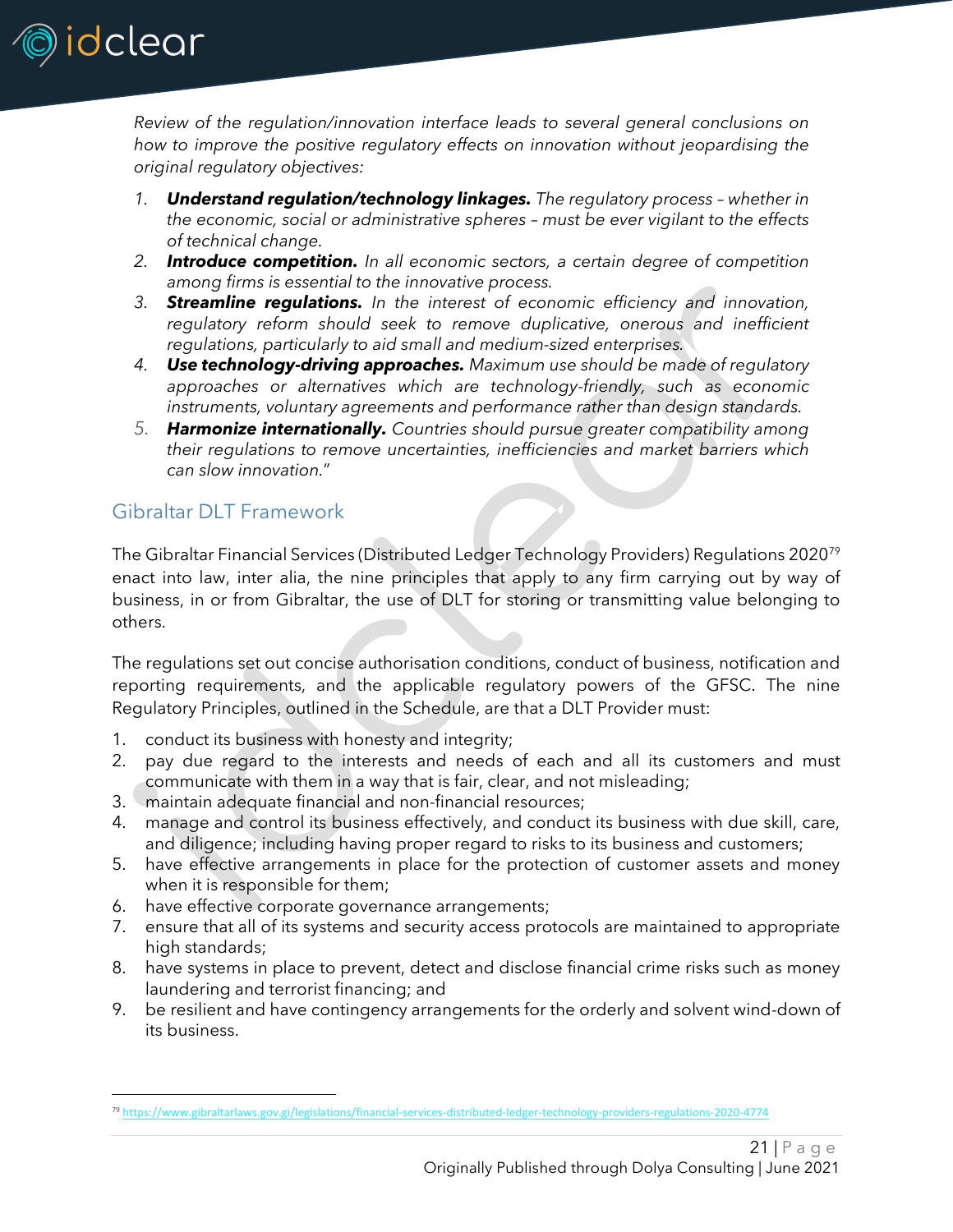*Review of the regulation/innovation interface leads to several general conclusions on how to improve the positive regulatory effects on innovation without jeopardising the original regulatory objectives:*

1. ***Understand regulation/technology linkages.*** *The regulatory process – whether in the economic, social or administrative spheres – must be ever vigilant to the effects of technical change.*
2. ***Introduce competition.*** *In all economic sectors, a certain degree of competition among firms is essential to the innovative process.*
3. ***Streamline regulations.*** *In the interest of economic efficiency and innovation, regulatory reform should seek to remove duplicative, onerous and inefficient regulations, particularly to aid small and medium-sized enterprises.*
4. ***Use technology-driving approaches.*** *Maximum use should be made of regulatory approaches or alternatives which are technology-friendly, such as economic instruments, voluntary agreements and performance rather than design standards.*
5. ***Harmonize internationally.*** *Countries should pursue greater compatibility among their regulations to remove uncertainties, inefficiencies and market barriers which can slow innovation.*"

## Gibraltar DLT Framework

The Gibraltar Financial Services (Distributed Ledger Technology Providers) Regulations 2020[79] enact into law, inter alia, the nine principles that apply to any firm carrying out by way of business, in or from Gibraltar, the use of DLT for storing or transmitting value belonging to others.

The regulations set out concise authorisation conditions, conduct of business, notification and reporting requirements, and the applicable regulatory powers of the GFSC. The nine Regulatory Principles, outlined in the Schedule, are that a DLT Provider must:

1. conduct its business with honesty and integrity;
2. pay due regard to the interests and needs of each and all its customers and must communicate with them in a way that is fair, clear, and not misleading;
3. maintain adequate financial and non-financial resources;
4. manage and control its business effectively, and conduct its business with due skill, care, and diligence; including having proper regard to risks to its business and customers;
5. have effective arrangements in place for the protection of customer assets and money when it is responsible for them;
6. have effective corporate governance arrangements;
7. ensure that all of its systems and security access protocols are maintained to appropriate high standards;
8. have systems in place to prevent, detect and disclose financial crime risks such as money laundering and terrorist financing; and
9. be resilient and have contingency arrangements for the orderly and solvent wind-down of its business.

---

[79] https://www.gibraltarlaws.gov.gi/legislations/financial-services-distributed-ledger-technology-providers-regulations-2020-4774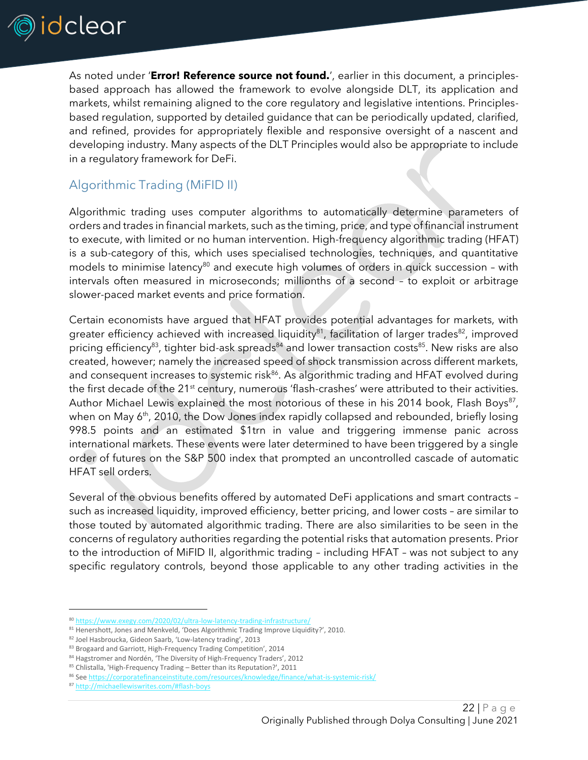As noted under '**Error! Reference source not found.**', earlier in this document, a principles-based approach has allowed the framework to evolve alongside DLT, its application and markets, whilst remaining aligned to the core regulatory and legislative intentions. Principles-based regulation, supported by detailed guidance that can be periodically updated, clarified, and refined, provides for appropriately flexible and responsive oversight of a nascent and developing industry. Many aspects of the DLT Principles would also be appropriate to include in a regulatory framework for DeFi.

## Algorithmic Trading (MiFID II)

Algorithmic trading uses computer algorithms to automatically determine parameters of orders and trades in financial markets, such as the timing, price, and type of financial instrument to execute, with limited or no human intervention. High-frequency algorithmic trading (HFAT) is a sub-category of this, which uses specialised technologies, techniques, and quantitative models to minimise latency[80] and execute high volumes of orders in quick succession – with intervals often measured in microseconds; millionths of a second – to exploit or arbitrage slower-paced market events and price formation.

Certain economists have argued that HFAT provides potential advantages for markets, with greater efficiency achieved with increased liquidity[81], facilitation of larger trades[82], improved pricing efficiency[83], tighter bid-ask spreads[84] and lower transaction costs[85]. New risks are also created, however; namely the increased speed of shock transmission across different markets, and consequent increases to systemic risk[86]. As algorithmic trading and HFAT evolved during the first decade of the 21st century, numerous 'flash-crashes' were attributed to their activities. Author Michael Lewis explained the most notorious of these in his 2014 book, Flash Boys[87], when on May 6th, 2010, the Dow Jones index rapidly collapsed and rebounded, briefly losing 998.5 points and an estimated $1trn in value and triggering immense panic across international markets. These events were later determined to have been triggered by a single order of futures on the S&P 500 index that prompted an uncontrolled cascade of automatic HFAT sell orders.

Several of the obvious benefits offered by automated DeFi applications and smart contracts – such as increased liquidity, improved efficiency, better pricing, and lower costs – are similar to those touted by automated algorithmic trading. There are also similarities to be seen in the concerns of regulatory authorities regarding the potential risks that automation presents. Prior to the introduction of MiFID II, algorithmic trading – including HFAT – was not subject to any specific regulatory controls, beyond those applicable to any other trading activities in the

---

[80] https://www.exegy.com/2020/02/ultra-low-latency-trading-infrastructure/

[81] Henershott, Jones and Menkveld, 'Does Algorithmic Trading Improve Liquidity?', 2010.

[82] Joel Hasbroucka, Gideon Saarb, 'Low-latency trading', 2013

[83] Brogaard and Garriott, High-Frequency Trading Competition', 2014

[84] Hagstromer and Nordén, 'The Diversity of High-Frequency Traders', 2012

[85] Chlistalla, 'High-Frequency Trading – Better than its Reputation?', 2011

[86] See https://corporatefinanceinstitute.com/resources/knowledge/finance/what-is-systemic-risk/

[87] http://michaellewiswrites.com/#flash-boys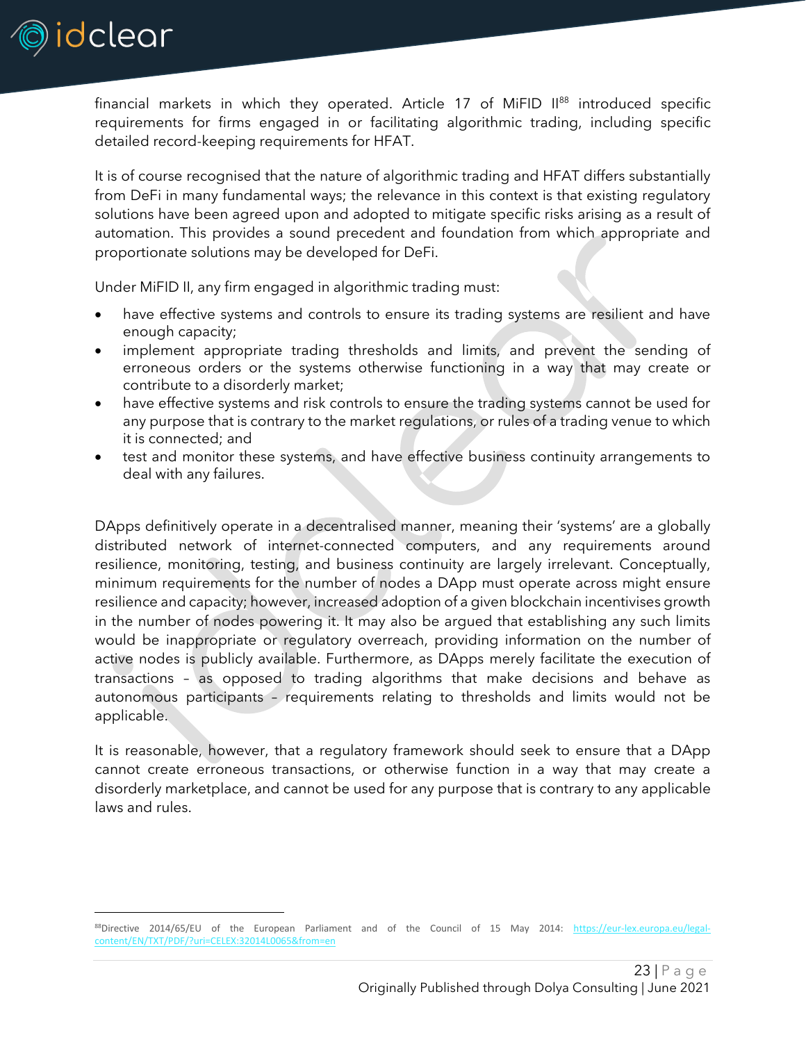financial markets in which they operated. Article 17 of MiFID II[88] introduced specific requirements for firms engaged in or facilitating algorithmic trading, including specific detailed record-keeping requirements for HFAT.

It is of course recognised that the nature of algorithmic trading and HFAT differs substantially from DeFi in many fundamental ways; the relevance in this context is that existing regulatory solutions have been agreed upon and adopted to mitigate specific risks arising as a result of automation. This provides a sound precedent and foundation from which appropriate and proportionate solutions may be developed for DeFi.

Under MiFID II, any firm engaged in algorithmic trading must:

- have effective systems and controls to ensure its trading systems are resilient and have enough capacity;
- implement appropriate trading thresholds and limits, and prevent the sending of erroneous orders or the systems otherwise functioning in a way that may create or contribute to a disorderly market;
- have effective systems and risk controls to ensure the trading systems cannot be used for any purpose that is contrary to the market regulations, or rules of a trading venue to which it is connected; and
- test and monitor these systems, and have effective business continuity arrangements to deal with any failures.

DApps definitively operate in a decentralised manner, meaning their 'systems' are a globally distributed network of internet-connected computers, and any requirements around resilience, monitoring, testing, and business continuity are largely irrelevant. Conceptually, minimum requirements for the number of nodes a DApp must operate across might ensure resilience and capacity; however, increased adoption of a given blockchain incentivises growth in the number of nodes powering it. It may also be argued that establishing any such limits would be inappropriate or regulatory overreach, providing information on the number of active nodes is publicly available. Furthermore, as DApps merely facilitate the execution of transactions – as opposed to trading algorithms that make decisions and behave as autonomous participants – requirements relating to thresholds and limits would not be applicable.

It is reasonable, however, that a regulatory framework should seek to ensure that a DApp cannot create erroneous transactions, or otherwise function in a way that may create a disorderly marketplace, and cannot be used for any purpose that is contrary to any applicable laws and rules.

[88] Directive 2014/65/EU of the European Parliament and of the Council of 15 May 2014: https://eur-lex.europa.eu/legal-content/EN/TXT/PDF/?uri=CELEX:32014L0065&from=en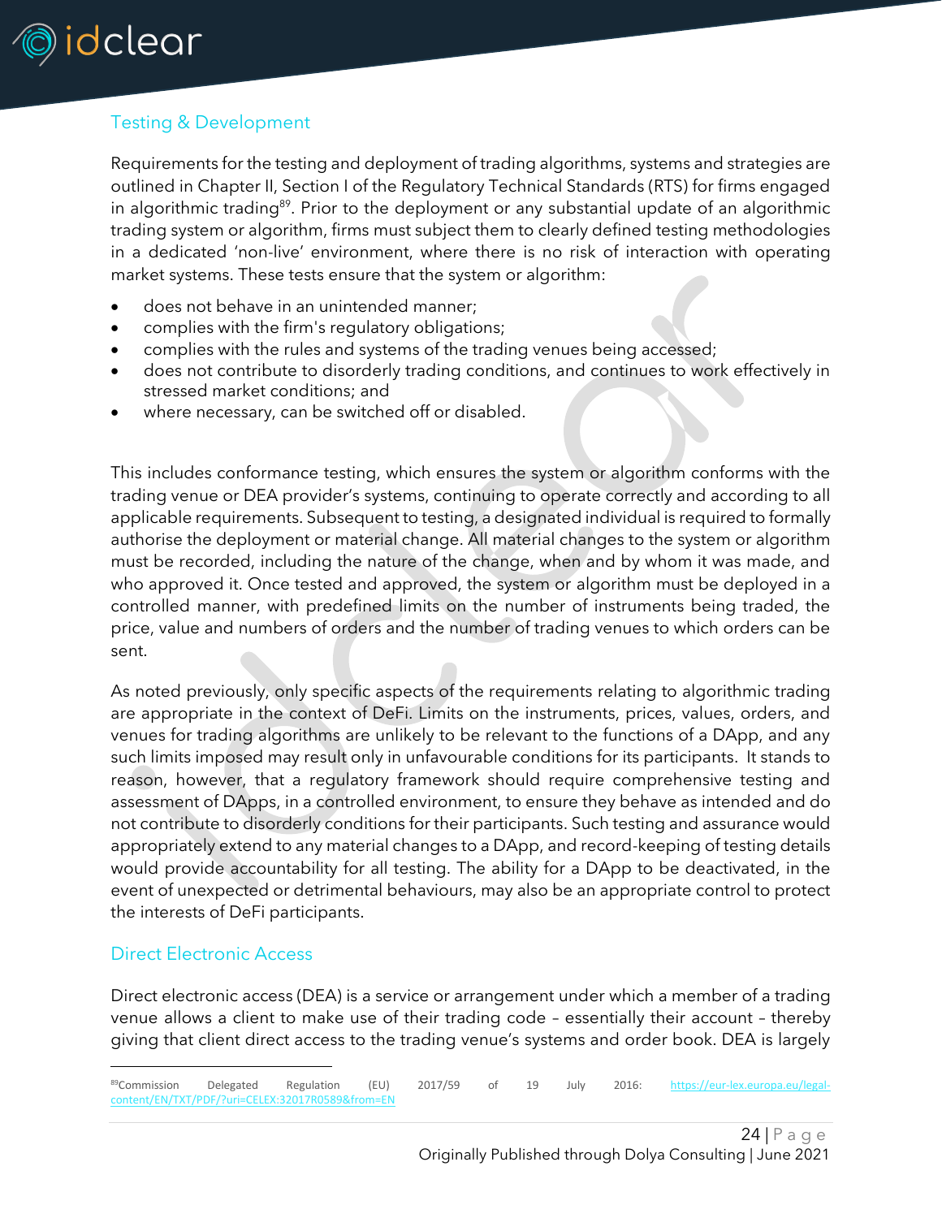## Testing & Development

Requirements for the testing and deployment of trading algorithms, systems and strategies are outlined in Chapter II, Section I of the Regulatory Technical Standards (RTS) for firms engaged in algorithmic trading[89]. Prior to the deployment or any substantial update of an algorithmic trading system or algorithm, firms must subject them to clearly defined testing methodologies in a dedicated 'non-live' environment, where there is no risk of interaction with operating market systems. These tests ensure that the system or algorithm:

- does not behave in an unintended manner;
- complies with the firm's regulatory obligations;
- complies with the rules and systems of the trading venues being accessed;
- does not contribute to disorderly trading conditions, and continues to work effectively in stressed market conditions; and
- where necessary, can be switched off or disabled.

This includes conformance testing, which ensures the system or algorithm conforms with the trading venue or DEA provider's systems, continuing to operate correctly and according to all applicable requirements. Subsequent to testing, a designated individual is required to formally authorise the deployment or material change. All material changes to the system or algorithm must be recorded, including the nature of the change, when and by whom it was made, and who approved it. Once tested and approved, the system or algorithm must be deployed in a controlled manner, with predefined limits on the number of instruments being traded, the price, value and numbers of orders and the number of trading venues to which orders can be sent.

As noted previously, only specific aspects of the requirements relating to algorithmic trading are appropriate in the context of DeFi. Limits on the instruments, prices, values, orders, and venues for trading algorithms are unlikely to be relevant to the functions of a DApp, and any such limits imposed may result only in unfavourable conditions for its participants. It stands to reason, however, that a regulatory framework should require comprehensive testing and assessment of DApps, in a controlled environment, to ensure they behave as intended and do not contribute to disorderly conditions for their participants. Such testing and assurance would appropriately extend to any material changes to a DApp, and record-keeping of testing details would provide accountability for all testing. The ability for a DApp to be deactivated, in the event of unexpected or detrimental behaviours, may also be an appropriate control to protect the interests of DeFi participants.

## Direct Electronic Access

Direct electronic access (DEA) is a service or arrangement under which a member of a trading venue allows a client to make use of their trading code – essentially their account – thereby giving that client direct access to the trading venue's systems and order book. DEA is largely

---

[89] Commission Delegated Regulation (EU) 2017/59 of 19 July 2016: https://eur-lex.europa.eu/legal-content/EN/TXT/PDF/?uri=CELEX:32017R0589&from=EN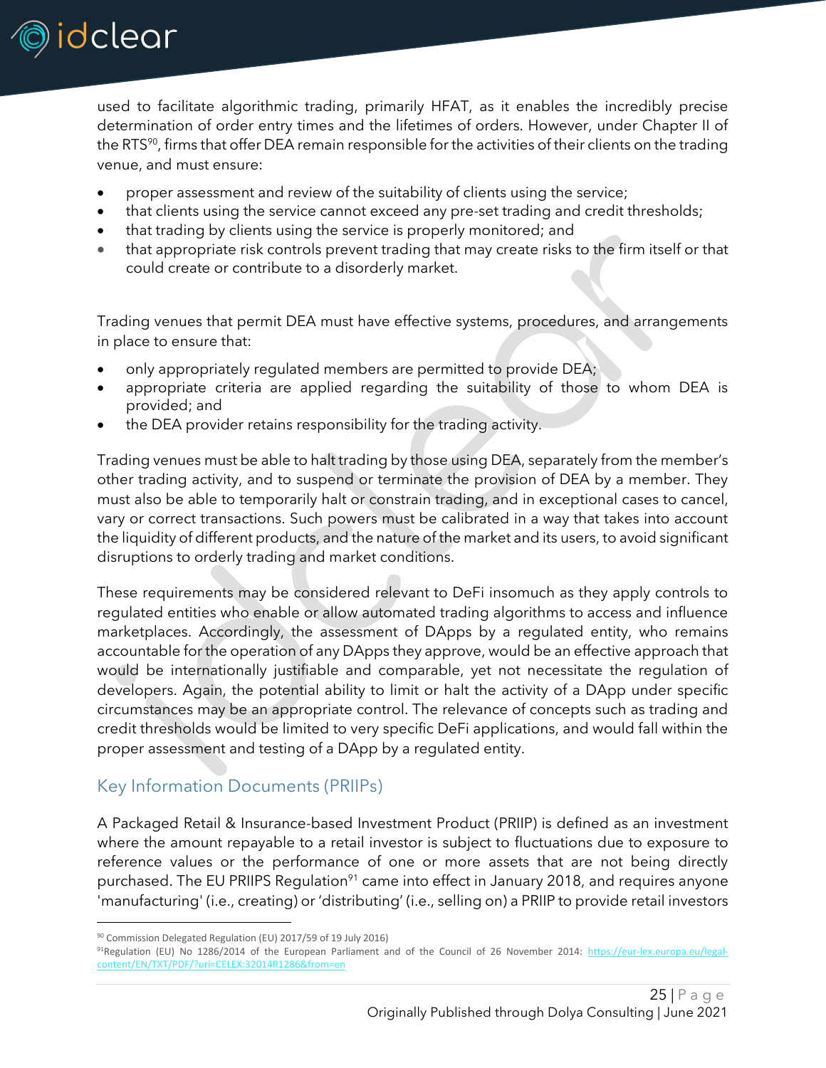used to facilitate algorithmic trading, primarily HFAT, as it enables the incredibly precise determination of order entry times and the lifetimes of orders. However, under Chapter II of the RTS[90], firms that offer DEA remain responsible for the activities of their clients on the trading venue, and must ensure:

- proper assessment and review of the suitability of clients using the service;
- that clients using the service cannot exceed any pre-set trading and credit thresholds;
- that trading by clients using the service is properly monitored; and
- that appropriate risk controls prevent trading that may create risks to the firm itself or that could create or contribute to a disorderly market.

Trading venues that permit DEA must have effective systems, procedures, and arrangements in place to ensure that:

- only appropriately regulated members are permitted to provide DEA;
- appropriate criteria are applied regarding the suitability of those to whom DEA is provided; and
- the DEA provider retains responsibility for the trading activity.

Trading venues must be able to halt trading by those using DEA, separately from the member's other trading activity, and to suspend or terminate the provision of DEA by a member. They must also be able to temporarily halt or constrain trading, and in exceptional cases to cancel, vary or correct transactions. Such powers must be calibrated in a way that takes into account the liquidity of different products, and the nature of the market and its users, to avoid significant disruptions to orderly trading and market conditions.

These requirements may be considered relevant to DeFi insomuch as they apply controls to regulated entities who enable or allow automated trading algorithms to access and influence marketplaces. Accordingly, the assessment of DApps by a regulated entity, who remains accountable for the operation of any DApps they approve, would be an effective approach that would be internationally justifiable and comparable, yet not necessitate the regulation of developers. Again, the potential ability to limit or halt the activity of a DApp under specific circumstances may be an appropriate control. The relevance of concepts such as trading and credit thresholds would be limited to very specific DeFi applications, and would fall within the proper assessment and testing of a DApp by a regulated entity.

## Key Information Documents (PRIIPs)

A Packaged Retail & Insurance-based Investment Product (PRIIP) is defined as an investment where the amount repayable to a retail investor is subject to fluctuations due to exposure to reference values or the performance of one or more assets that are not being directly purchased. The EU PRIIPS Regulation[91] came into effect in January 2018, and requires anyone 'manufacturing' (i.e., creating) or 'distributing' (i.e., selling on) a PRIIP to provide retail investors

---

[90] Commission Delegated Regulation (EU) 2017/59 of 19 July 2016)

[91] Regulation (EU) No 1286/2014 of the European Parliament and of the Council of 26 November 2014: https://eur-lex.europa.eu/legal-content/EN/TXT/PDF/?uri=CELEX:32014R1286&from=en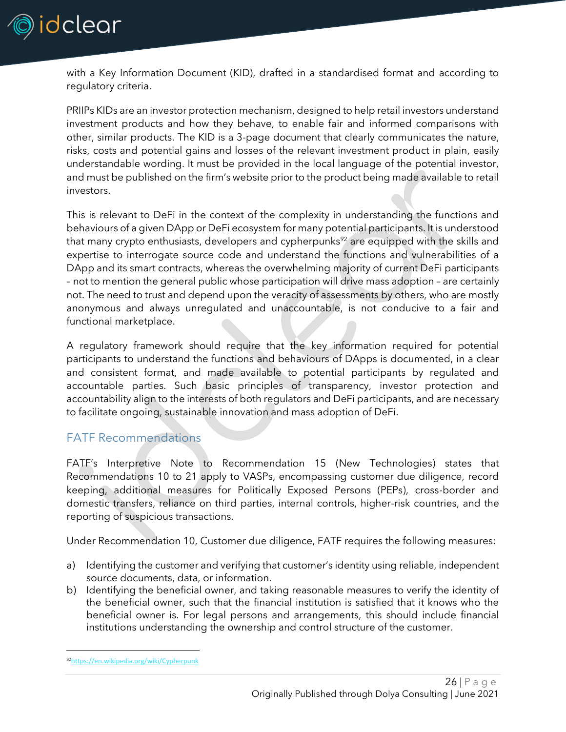with a Key Information Document (KID), drafted in a standardised format and according to regulatory criteria.

PRIIPs KIDs are an investor protection mechanism, designed to help retail investors understand investment products and how they behave, to enable fair and informed comparisons with other, similar products. The KID is a 3-page document that clearly communicates the nature, risks, costs and potential gains and losses of the relevant investment product in plain, easily understandable wording. It must be provided in the local language of the potential investor, and must be published on the firm's website prior to the product being made available to retail investors.

This is relevant to DeFi in the context of the complexity in understanding the functions and behaviours of a given DApp or DeFi ecosystem for many potential participants. It is understood that many crypto enthusiasts, developers and cypherpunks[92] are equipped with the skills and expertise to interrogate source code and understand the functions and vulnerabilities of a DApp and its smart contracts, whereas the overwhelming majority of current DeFi participants – not to mention the general public whose participation will drive mass adoption – are certainly not. The need to trust and depend upon the veracity of assessments by others, who are mostly anonymous and always unregulated and unaccountable, is not conducive to a fair and functional marketplace.

A regulatory framework should require that the key information required for potential participants to understand the functions and behaviours of DApps is documented, in a clear and consistent format, and made available to potential participants by regulated and accountable parties. Such basic principles of transparency, investor protection and accountability align to the interests of both regulators and DeFi participants, and are necessary to facilitate ongoing, sustainable innovation and mass adoption of DeFi.

## FATF Recommendations

FATF's Interpretive Note to Recommendation 15 (New Technologies) states that Recommendations 10 to 21 apply to VASPs, encompassing customer due diligence, record keeping, additional measures for Politically Exposed Persons (PEPs), cross-border and domestic transfers, reliance on third parties, internal controls, higher-risk countries, and the reporting of suspicious transactions.

Under Recommendation 10, Customer due diligence, FATF requires the following measures:

a) Identifying the customer and verifying that customer's identity using reliable, independent source documents, data, or information.
b) Identifying the beneficial owner, and taking reasonable measures to verify the identity of the beneficial owner, such that the financial institution is satisfied that it knows who the beneficial owner is. For legal persons and arrangements, this should include financial institutions understanding the ownership and control structure of the customer.

[92] https://en.wikipedia.org/wiki/Cypherpunk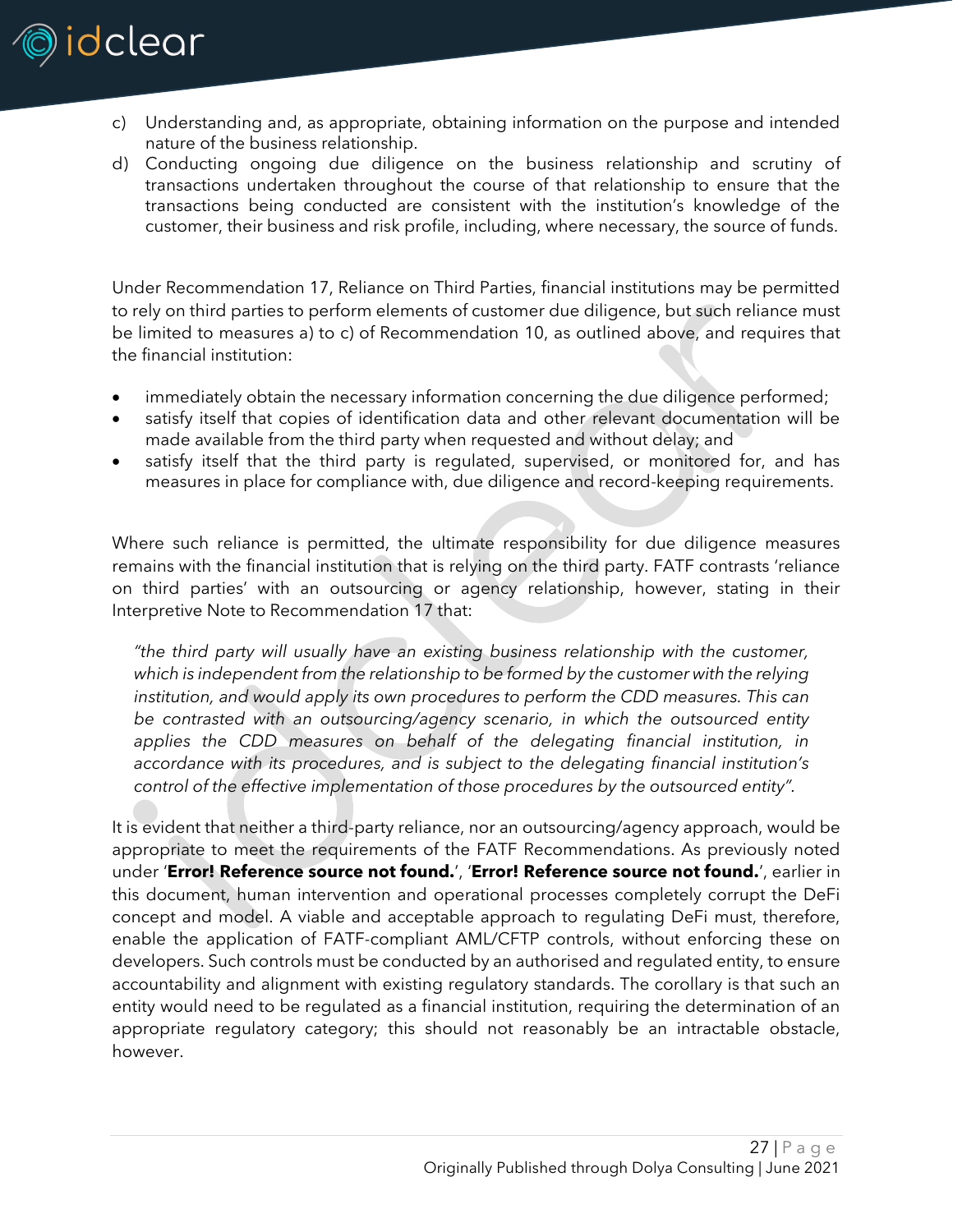c) Understanding and, as appropriate, obtaining information on the purpose and intended nature of the business relationship.
d) Conducting ongoing due diligence on the business relationship and scrutiny of transactions undertaken throughout the course of that relationship to ensure that the transactions being conducted are consistent with the institution's knowledge of the customer, their business and risk profile, including, where necessary, the source of funds.

Under Recommendation 17, Reliance on Third Parties, financial institutions may be permitted to rely on third parties to perform elements of customer due diligence, but such reliance must be limited to measures a) to c) of Recommendation 10, as outlined above, and requires that the financial institution:

- immediately obtain the necessary information concerning the due diligence performed;
- satisfy itself that copies of identification data and other relevant documentation will be made available from the third party when requested and without delay; and
- satisfy itself that the third party is regulated, supervised, or monitored for, and has measures in place for compliance with, due diligence and record-keeping requirements.

Where such reliance is permitted, the ultimate responsibility for due diligence measures remains with the financial institution that is relying on the third party. FATF contrasts 'reliance on third parties' with an outsourcing or agency relationship, however, stating in their Interpretive Note to Recommendation 17 that:

> *"the third party will usually have an existing business relationship with the customer, which is independent from the relationship to be formed by the customer with the relying institution, and would apply its own procedures to perform the CDD measures. This can be contrasted with an outsourcing/agency scenario, in which the outsourced entity applies the CDD measures on behalf of the delegating financial institution, in accordance with its procedures, and is subject to the delegating financial institution's control of the effective implementation of those procedures by the outsourced entity".*

It is evident that neither a third-party reliance, nor an outsourcing/agency approach, would be appropriate to meet the requirements of the FATF Recommendations. As previously noted under '**Error! Reference source not found.**', '**Error! Reference source not found.**', earlier in this document, human intervention and operational processes completely corrupt the DeFi concept and model. A viable and acceptable approach to regulating DeFi must, therefore, enable the application of FATF-compliant AML/CFTP controls, without enforcing these on developers. Such controls must be conducted by an authorised and regulated entity, to ensure accountability and alignment with existing regulatory standards. The corollary is that such an entity would need to be regulated as a financial institution, requiring the determination of an appropriate regulatory category; this should not reasonably be an intractable obstacle, however.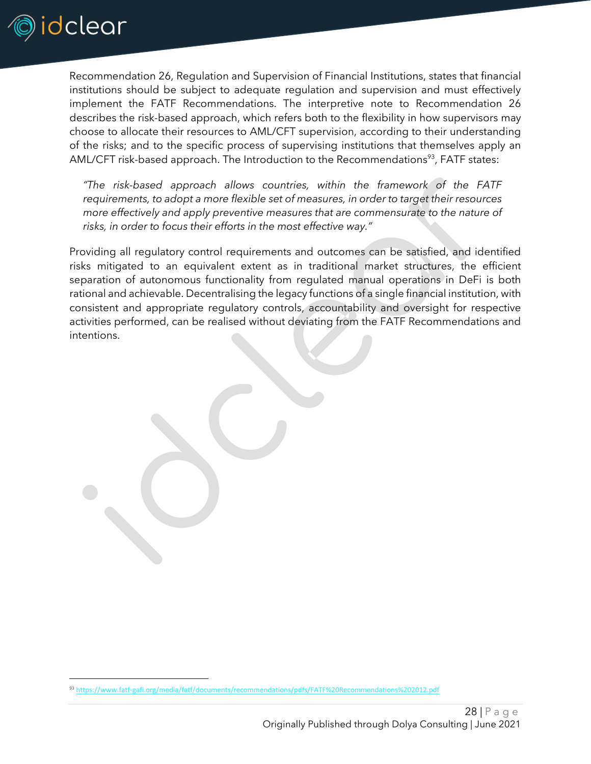Recommendation 26, Regulation and Supervision of Financial Institutions, states that financial institutions should be subject to adequate regulation and supervision and must effectively implement the FATF Recommendations. The interpretive note to Recommendation 26 describes the risk-based approach, which refers both to the flexibility in how supervisors may choose to allocate their resources to AML/CFT supervision, according to their understanding of the risks; and to the specific process of supervising institutions that themselves apply an AML/CFT risk-based approach. The Introduction to the Recommendations[93], FATF states:

> *"The risk-based approach allows countries, within the framework of the FATF requirements, to adopt a more flexible set of measures, in order to target their resources more effectively and apply preventive measures that are commensurate to the nature of risks, in order to focus their efforts in the most effective way."*

Providing all regulatory control requirements and outcomes can be satisfied, and identified risks mitigated to an equivalent extent as in traditional market structures, the efficient separation of autonomous functionality from regulated manual operations in DeFi is both rational and achievable. Decentralising the legacy functions of a single financial institution, with consistent and appropriate regulatory controls, accountability and oversight for respective activities performed, can be realised without deviating from the FATF Recommendations and intentions.

[93] https://www.fatf-gafi.org/media/fatf/documents/recommendations/pdfs/FATF%20Recommendations%202012.pdf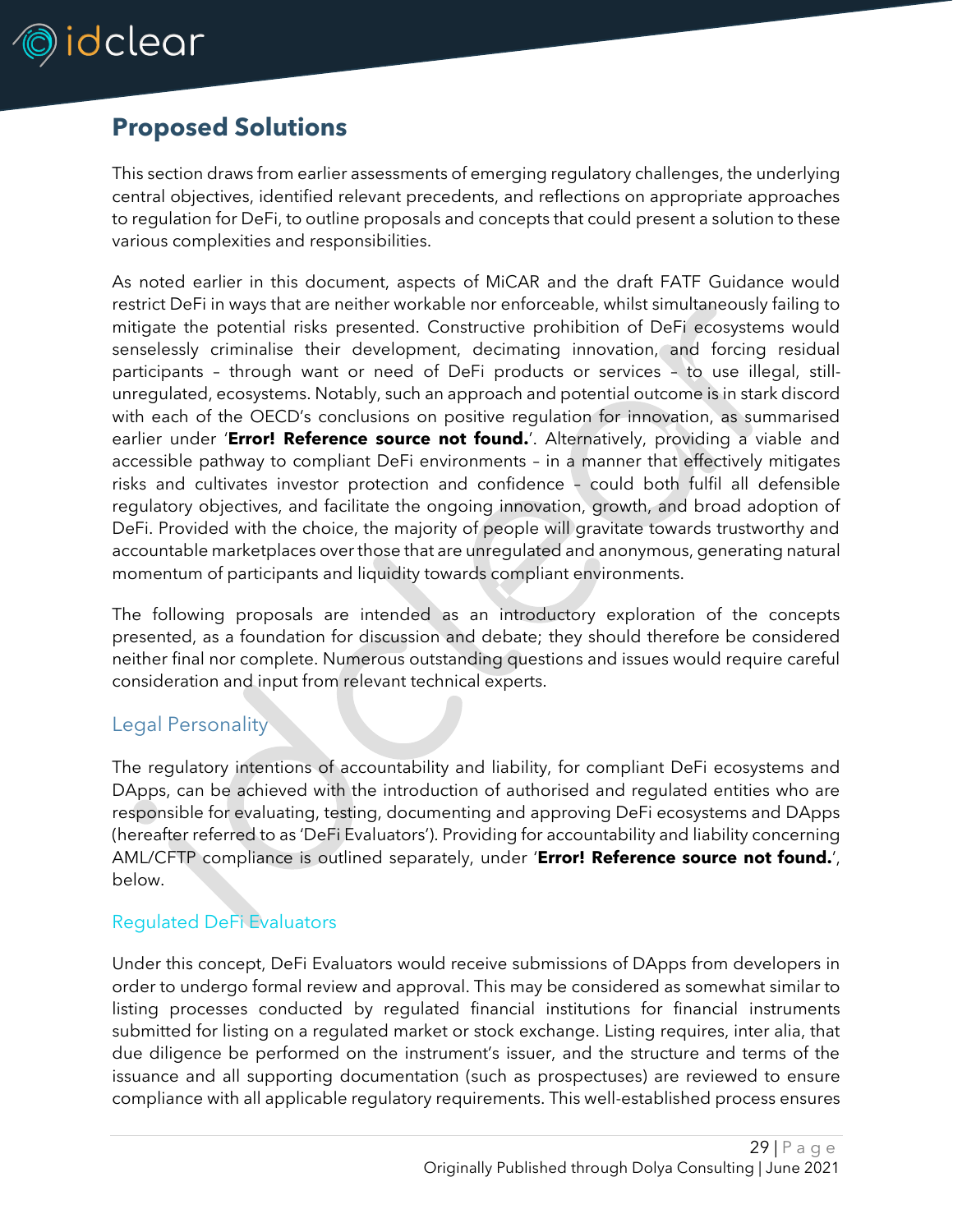## Proposed Solutions

This section draws from earlier assessments of emerging regulatory challenges, the underlying central objectives, identified relevant precedents, and reflections on appropriate approaches to regulation for DeFi, to outline proposals and concepts that could present a solution to these various complexities and responsibilities.

As noted earlier in this document, aspects of MiCAR and the draft FATF Guidance would restrict DeFi in ways that are neither workable nor enforceable, whilst simultaneously failing to mitigate the potential risks presented. Constructive prohibition of DeFi ecosystems would senselessly criminalise their development, decimating innovation, and forcing residual participants – through want or need of DeFi products or services – to use illegal, still-unregulated, ecosystems. Notably, such an approach and potential outcome is in stark discord with each of the OECD's conclusions on positive regulation for innovation, as summarised earlier under '**Error! Reference source not found.**'. Alternatively, providing a viable and accessible pathway to compliant DeFi environments – in a manner that effectively mitigates risks and cultivates investor protection and confidence – could both fulfil all defensible regulatory objectives, and facilitate the ongoing innovation, growth, and broad adoption of DeFi. Provided with the choice, the majority of people will gravitate towards trustworthy and accountable marketplaces over those that are unregulated and anonymous, generating natural momentum of participants and liquidity towards compliant environments.

The following proposals are intended as an introductory exploration of the concepts presented, as a foundation for discussion and debate; they should therefore be considered neither final nor complete. Numerous outstanding questions and issues would require careful consideration and input from relevant technical experts.

### Legal Personality

The regulatory intentions of accountability and liability, for compliant DeFi ecosystems and DApps, can be achieved with the introduction of authorised and regulated entities who are responsible for evaluating, testing, documenting and approving DeFi ecosystems and DApps (hereafter referred to as 'DeFi Evaluators'). Providing for accountability and liability concerning AML/CFTP compliance is outlined separately, under '**Error! Reference source not found.**', below.

#### Regulated DeFi Evaluators

Under this concept, DeFi Evaluators would receive submissions of DApps from developers in order to undergo formal review and approval. This may be considered as somewhat similar to listing processes conducted by regulated financial institutions for financial instruments submitted for listing on a regulated market or stock exchange. Listing requires, inter alia, that due diligence be performed on the instrument's issuer, and the structure and terms of the issuance and all supporting documentation (such as prospectuses) are reviewed to ensure compliance with all applicable regulatory requirements. This well-established process ensures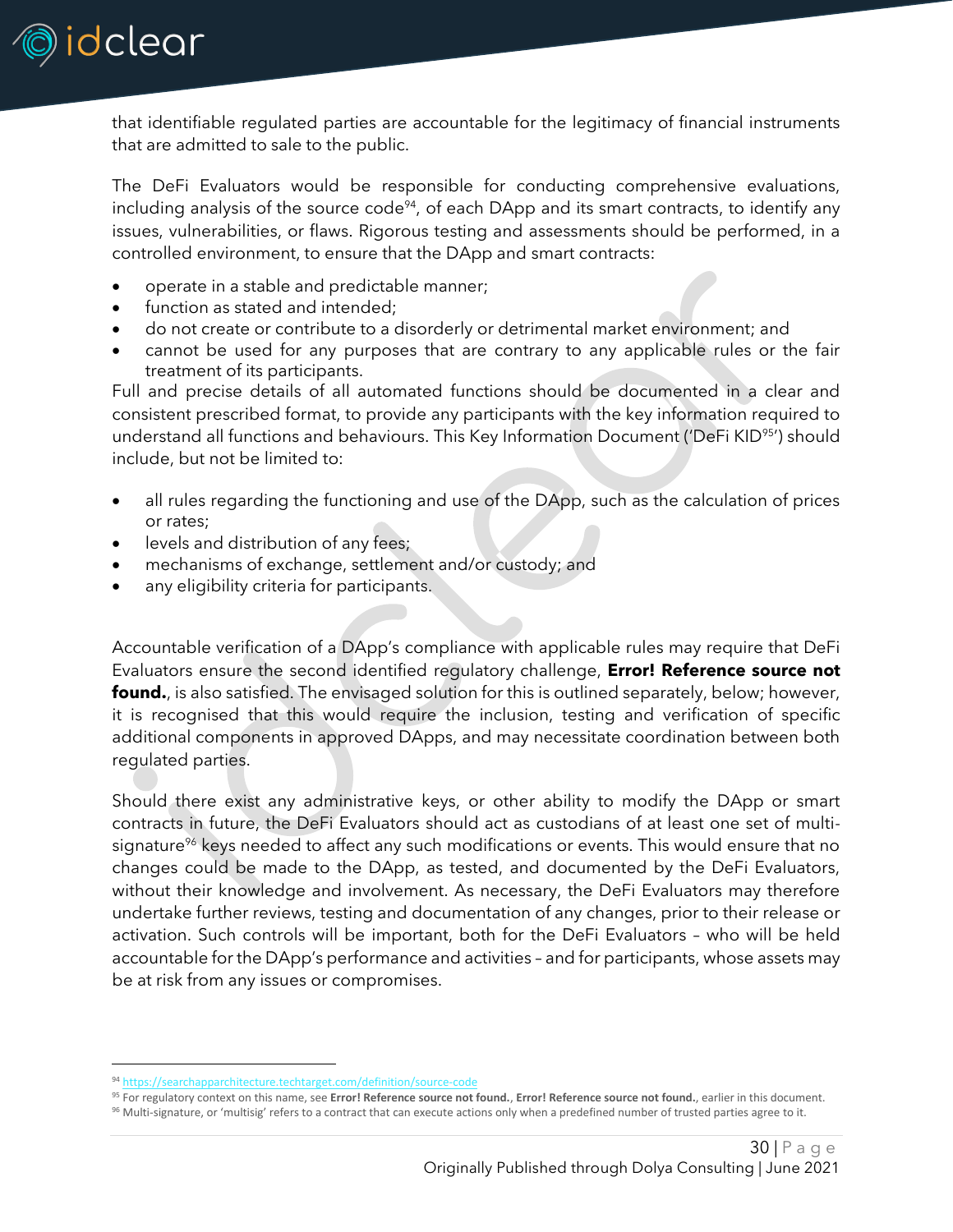that identifiable regulated parties are accountable for the legitimacy of financial instruments that are admitted to sale to the public.

The DeFi Evaluators would be responsible for conducting comprehensive evaluations, including analysis of the source code[94], of each DApp and its smart contracts, to identify any issues, vulnerabilities, or flaws. Rigorous testing and assessments should be performed, in a controlled environment, to ensure that the DApp and smart contracts:

- operate in a stable and predictable manner;
- function as stated and intended;
- do not create or contribute to a disorderly or detrimental market environment; and
- cannot be used for any purposes that are contrary to any applicable rules or the fair treatment of its participants.

Full and precise details of all automated functions should be documented in a clear and consistent prescribed format, to provide any participants with the key information required to understand all functions and behaviours. This Key Information Document ('DeFi KID[95]') should include, but not be limited to:

- all rules regarding the functioning and use of the DApp, such as the calculation of prices or rates;
- levels and distribution of any fees;
- mechanisms of exchange, settlement and/or custody; and
- any eligibility criteria for participants.

Accountable verification of a DApp's compliance with applicable rules may require that DeFi Evaluators ensure the second identified regulatory challenge, **Error! Reference source not found.**, is also satisfied. The envisaged solution for this is outlined separately, below; however, it is recognised that this would require the inclusion, testing and verification of specific additional components in approved DApps, and may necessitate coordination between both regulated parties.

Should there exist any administrative keys, or other ability to modify the DApp or smart contracts in future, the DeFi Evaluators should act as custodians of at least one set of multi-signature[96] keys needed to affect any such modifications or events. This would ensure that no changes could be made to the DApp, as tested, and documented by the DeFi Evaluators, without their knowledge and involvement. As necessary, the DeFi Evaluators may therefore undertake further reviews, testing and documentation of any changes, prior to their release or activation. Such controls will be important, both for the DeFi Evaluators – who will be held accountable for the DApp's performance and activities – and for participants, whose assets may be at risk from any issues or compromises.

---

[94] https://searchapparchitecture.techtarget.com/definition/source-code

[95] For regulatory context on this name, see **Error! Reference source not found.**, **Error! Reference source not found.**, earlier in this document.

[96] Multi-signature, or 'multisig' refers to a contract that can execute actions only when a predefined number of trusted parties agree to it.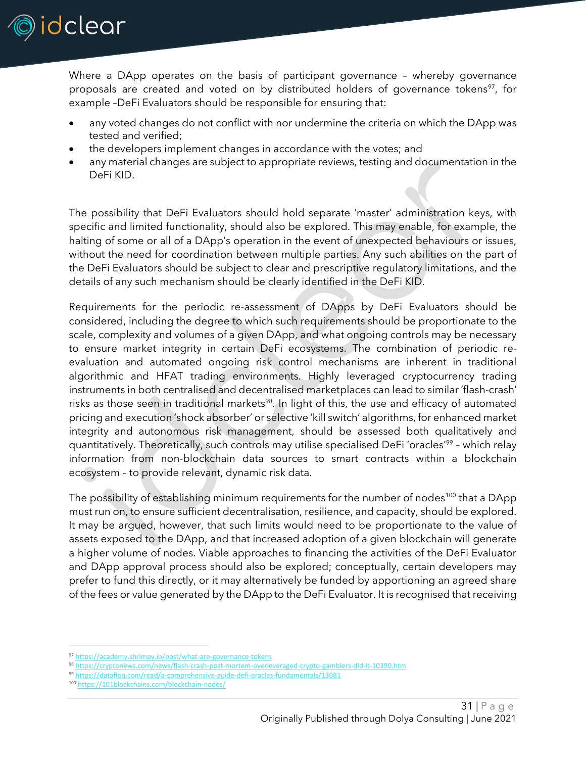Where a DApp operates on the basis of participant governance – whereby governance proposals are created and voted on by distributed holders of governance tokens[97], for example –DeFi Evaluators should be responsible for ensuring that:

- any voted changes do not conflict with nor undermine the criteria on which the DApp was tested and verified;
- the developers implement changes in accordance with the votes; and
- any material changes are subject to appropriate reviews, testing and documentation in the DeFi KID.

The possibility that DeFi Evaluators should hold separate 'master' administration keys, with specific and limited functionality, should also be explored. This may enable, for example, the halting of some or all of a DApp's operation in the event of unexpected behaviours or issues, without the need for coordination between multiple parties. Any such abilities on the part of the DeFi Evaluators should be subject to clear and prescriptive regulatory limitations, and the details of any such mechanism should be clearly identified in the DeFi KID.

Requirements for the periodic re-assessment of DApps by DeFi Evaluators should be considered, including the degree to which such requirements should be proportionate to the scale, complexity and volumes of a given DApp, and what ongoing controls may be necessary to ensure market integrity in certain DeFi ecosystems. The combination of periodic re-evaluation and automated ongoing risk control mechanisms are inherent in traditional algorithmic and HFAT trading environments. Highly leveraged cryptocurrency trading instruments in both centralised and decentralised marketplaces can lead to similar 'flash-crash' risks as those seen in traditional markets[98]. In light of this, the use and efficacy of automated pricing and execution 'shock absorber' or selective 'kill switch' algorithms, for enhanced market integrity and autonomous risk management, should be assessed both qualitatively and quantitatively. Theoretically, such controls may utilise specialised DeFi 'oracles'[99] – which relay information from non-blockchain data sources to smart contracts within a blockchain ecosystem – to provide relevant, dynamic risk data.

The possibility of establishing minimum requirements for the number of nodes[100] that a DApp must run on, to ensure sufficient decentralisation, resilience, and capacity, should be explored. It may be argued, however, that such limits would need to be proportionate to the value of assets exposed to the DApp, and that increased adoption of a given blockchain will generate a higher volume of nodes. Viable approaches to financing the activities of the DeFi Evaluator and DApp approval process should also be explored; conceptually, certain developers may prefer to fund this directly, or it may alternatively be funded by apportioning an agreed share of the fees or value generated by the DApp to the DeFi Evaluator. It is recognised that receiving

[97] https://academy.shrimpy.io/post/what-are-governance-tokens
[98] https://cryptonews.com/news/flash-crash-post-mortem-overleveraged-crypto-gamblers-did-it-10390.htm
[99] https://datafloq.com/read/a-comprehensive-guide-defi-oracles-fundamentals/13081
[100] https://101blockchains.com/blockchain-nodes/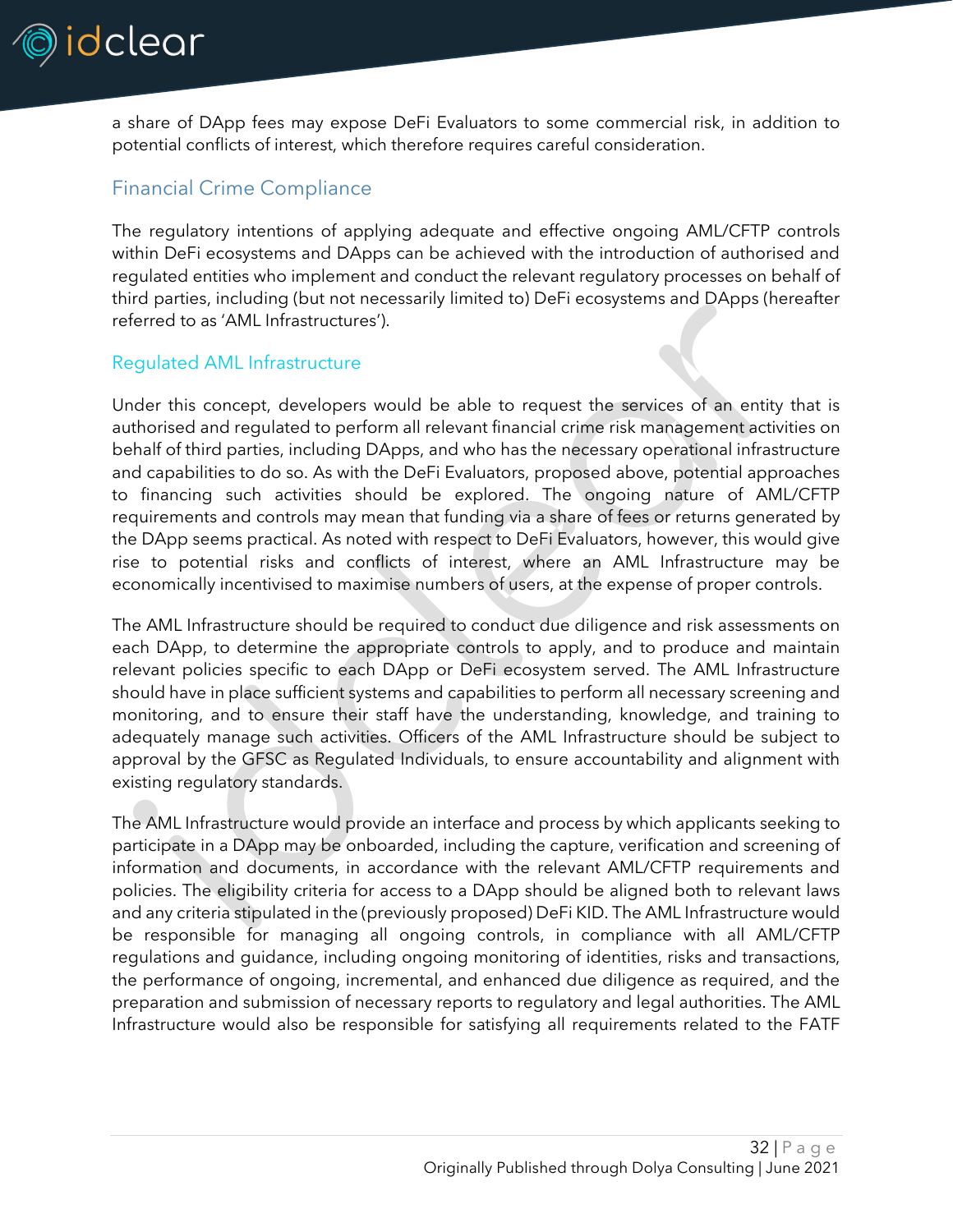a share of DApp fees may expose DeFi Evaluators to some commercial risk, in addition to potential conflicts of interest, which therefore requires careful consideration.

## Financial Crime Compliance

The regulatory intentions of applying adequate and effective ongoing AML/CFTP controls within DeFi ecosystems and DApps can be achieved with the introduction of authorised and regulated entities who implement and conduct the relevant regulatory processes on behalf of third parties, including (but not necessarily limited to) DeFi ecosystems and DApps (hereafter referred to as 'AML Infrastructures').

### Regulated AML Infrastructure

Under this concept, developers would be able to request the services of an entity that is authorised and regulated to perform all relevant financial crime risk management activities on behalf of third parties, including DApps, and who has the necessary operational infrastructure and capabilities to do so. As with the DeFi Evaluators, proposed above, potential approaches to financing such activities should be explored. The ongoing nature of AML/CFTP requirements and controls may mean that funding via a share of fees or returns generated by the DApp seems practical. As noted with respect to DeFi Evaluators, however, this would give rise to potential risks and conflicts of interest, where an AML Infrastructure may be economically incentivised to maximise numbers of users, at the expense of proper controls.

The AML Infrastructure should be required to conduct due diligence and risk assessments on each DApp, to determine the appropriate controls to apply, and to produce and maintain relevant policies specific to each DApp or DeFi ecosystem served. The AML Infrastructure should have in place sufficient systems and capabilities to perform all necessary screening and monitoring, and to ensure their staff have the understanding, knowledge, and training to adequately manage such activities. Officers of the AML Infrastructure should be subject to approval by the GFSC as Regulated Individuals, to ensure accountability and alignment with existing regulatory standards.

The AML Infrastructure would provide an interface and process by which applicants seeking to participate in a DApp may be onboarded, including the capture, verification and screening of information and documents, in accordance with the relevant AML/CFTP requirements and policies. The eligibility criteria for access to a DApp should be aligned both to relevant laws and any criteria stipulated in the (previously proposed) DeFi KID. The AML Infrastructure would be responsible for managing all ongoing controls, in compliance with all AML/CFTP regulations and guidance, including ongoing monitoring of identities, risks and transactions, the performance of ongoing, incremental, and enhanced due diligence as required, and the preparation and submission of necessary reports to regulatory and legal authorities. The AML Infrastructure would also be responsible for satisfying all requirements related to the FATF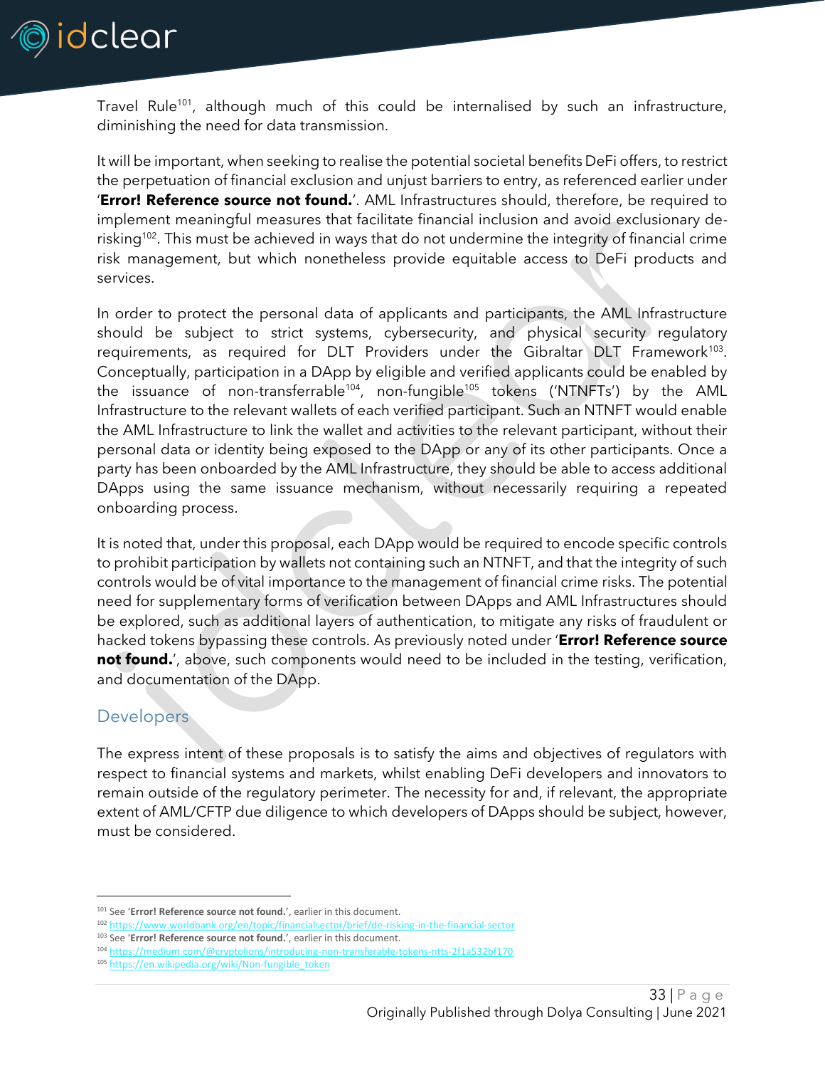Travel Rule[101], although much of this could be internalised by such an infrastructure, diminishing the need for data transmission.

It will be important, when seeking to realise the potential societal benefits DeFi offers, to restrict the perpetuation of financial exclusion and unjust barriers to entry, as referenced earlier under '**Error! Reference source not found.**'. AML Infrastructures should, therefore, be required to implement meaningful measures that facilitate financial inclusion and avoid exclusionary de-risking[102]. This must be achieved in ways that do not undermine the integrity of financial crime risk management, but which nonetheless provide equitable access to DeFi products and services.

In order to protect the personal data of applicants and participants, the AML Infrastructure should be subject to strict systems, cybersecurity, and physical security regulatory requirements, as required for DLT Providers under the Gibraltar DLT Framework[103]. Conceptually, participation in a DApp by eligible and verified applicants could be enabled by the issuance of non-transferrable[104], non-fungible[105] tokens ('NTNFTs') by the AML Infrastructure to the relevant wallets of each verified participant. Such an NTNFT would enable the AML Infrastructure to link the wallet and activities to the relevant participant, without their personal data or identity being exposed to the DApp or any of its other participants. Once a party has been onboarded by the AML Infrastructure, they should be able to access additional DApps using the same issuance mechanism, without necessarily requiring a repeated onboarding process.

It is noted that, under this proposal, each DApp would be required to encode specific controls to prohibit participation by wallets not containing such an NTNFT, and that the integrity of such controls would be of vital importance to the management of financial crime risks. The potential need for supplementary forms of verification between DApps and AML Infrastructures should be explored, such as additional layers of authentication, to mitigate any risks of fraudulent or hacked tokens bypassing these controls. As previously noted under '**Error! Reference source not found.**', above, such components would need to be included in the testing, verification, and documentation of the DApp.

### Developers

The express intent of these proposals is to satisfy the aims and objectives of regulators with respect to financial systems and markets, whilst enabling DeFi developers and innovators to remain outside of the regulatory perimeter. The necessity for and, if relevant, the appropriate extent of AML/CFTP due diligence to which developers of DApps should be subject, however, must be considered.

---

[101] See '**Error! Reference source not found.**', earlier in this document.

[102] https://www.worldbank.org/en/topic/financialsector/brief/de-risking-in-the-financial-sector

[103] See '**Error! Reference source not found.**', earlier in this document.

[104] https://medium.com/@cryptolions/introducing-non-transferable-tokens-ntts-2f1a532bf170

[105] https://en.wikipedia.org/wiki/Non-fungible_token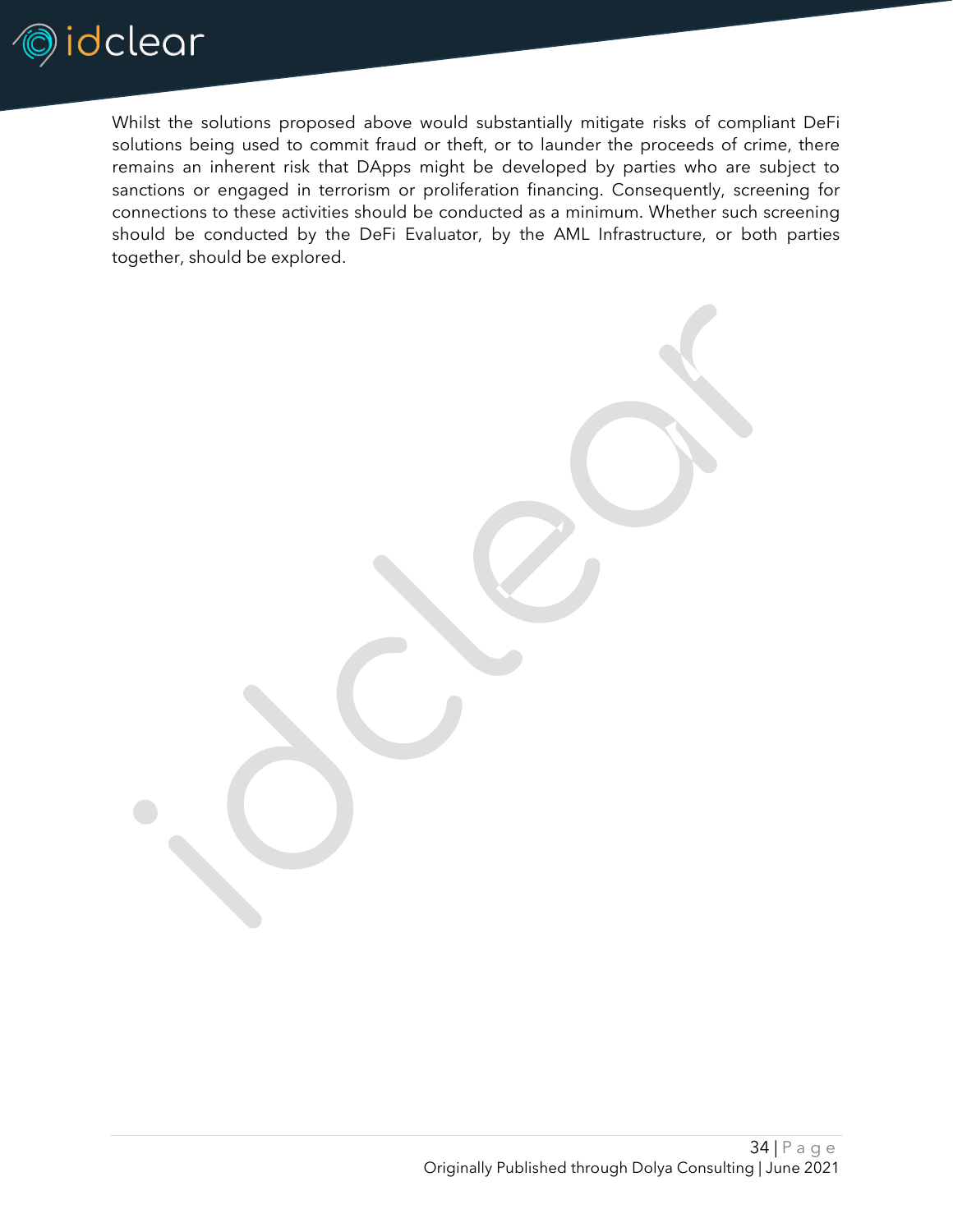Whilst the solutions proposed above would substantially mitigate risks of compliant DeFi solutions being used to commit fraud or theft, or to launder the proceeds of crime, there remains an inherent risk that DApps might be developed by parties who are subject to sanctions or engaged in terrorism or proliferation financing. Consequently, screening for connections to these activities should be conducted as a minimum. Whether such screening should be conducted by the DeFi Evaluator, by the AML Infrastructure, or both parties together, should be explored.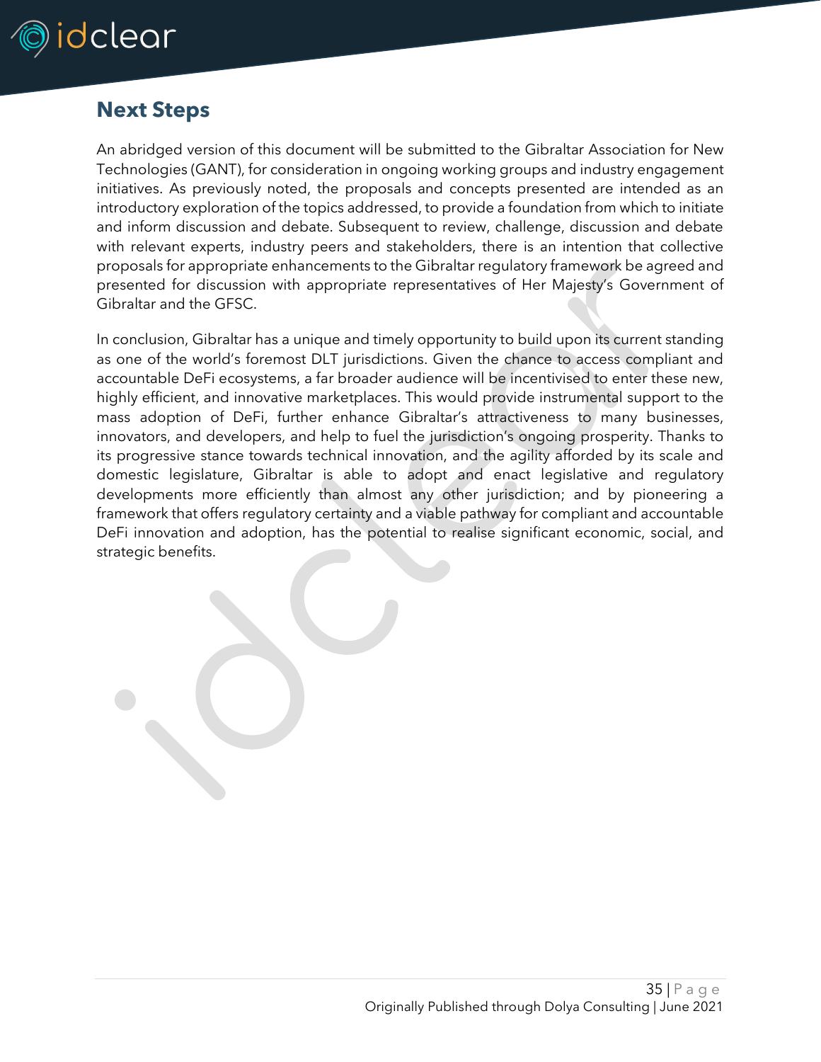## Next Steps

An abridged version of this document will be submitted to the Gibraltar Association for New Technologies (GANT), for consideration in ongoing working groups and industry engagement initiatives. As previously noted, the proposals and concepts presented are intended as an introductory exploration of the topics addressed, to provide a foundation from which to initiate and inform discussion and debate. Subsequent to review, challenge, discussion and debate with relevant experts, industry peers and stakeholders, there is an intention that collective proposals for appropriate enhancements to the Gibraltar regulatory framework be agreed and presented for discussion with appropriate representatives of Her Majesty's Government of Gibraltar and the GFSC.

In conclusion, Gibraltar has a unique and timely opportunity to build upon its current standing as one of the world's foremost DLT jurisdictions. Given the chance to access compliant and accountable DeFi ecosystems, a far broader audience will be incentivised to enter these new, highly efficient, and innovative marketplaces. This would provide instrumental support to the mass adoption of DeFi, further enhance Gibraltar's attractiveness to many businesses, innovators, and developers, and help to fuel the jurisdiction's ongoing prosperity. Thanks to its progressive stance towards technical innovation, and the agility afforded by its scale and domestic legislature, Gibraltar is able to adopt and enact legislative and regulatory developments more efficiently than almost any other jurisdiction; and by pioneering a framework that offers regulatory certainty and a viable pathway for compliant and accountable DeFi innovation and adoption, has the potential to realise significant economic, social, and strategic benefits.